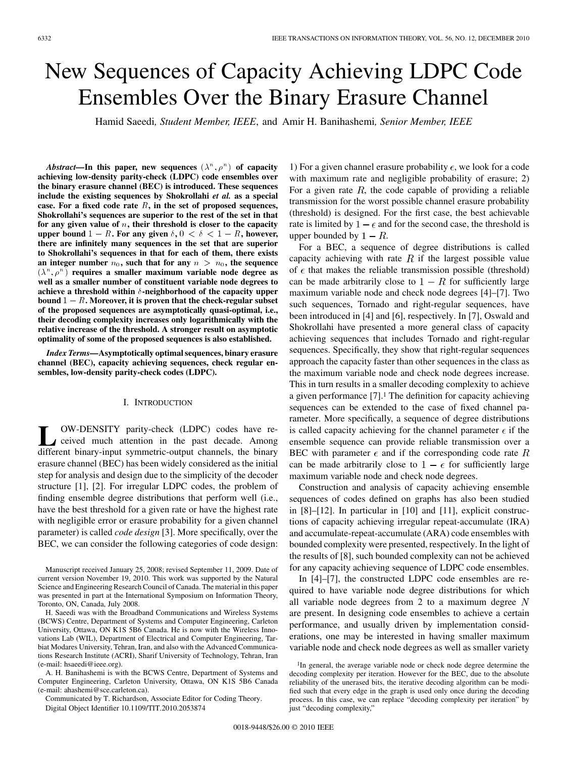# New Sequences of Capacity Achieving LDPC Code Ensembles Over the Binary Erasure Channel

Hamid Saeedi, *Student Member, IEEE*, and Amir H. Banihashemi, *Senior Member, IEEE*

***Abstract*—In this paper, new sequences $(\lambda^n, \rho^n)$ of capacity achieving low-density parity-check (LDPC) code ensembles over the binary erasure channel (BEC) is introduced. These sequences include the existing sequences by Shokrollahi *et al.* as a special case. For a fixed code rate $R$, in the set of proposed sequences, Shokrollahi's sequences are superior to the rest of the set in that for any given value of $n$, their threshold is closer to the capacity upper bound $1 - R$. For any given $\delta$, $0 < \delta < 1 - R$, however, there are infinitely many sequences in the set that are superior to Shokrollahi's sequences in that for each of them, there exists an integer number $n_0$, such that for any $n > n_0$, the sequence $(\lambda^n, \rho^n)$ requires a smaller maximum variable node degree as well as a smaller number of constituent variable node degrees to achieve a threshold within $\delta$-neighborhood of the capacity upper bound $1 - R$. Moreover, it is proven that the check-regular subset of the proposed sequences are asymptotically quasi-optimal, i.e., their decoding complexity increases only logarithmically with the relative increase of the threshold. A stronger result on asymptotic optimality of some of the proposed sequences is also established.**

***Index Terms*—Asymptotically optimal sequences, binary erasure channel (BEC), capacity achieving sequences, check regular ensembles, low-density parity-check codes (LDPC).**

## I. Introduction

LOW-DENSITY parity-check (LDPC) codes have received much attention in the past decade. Among different binary-input symmetric-output channels, the binary erasure channel (BEC) has been widely considered as the initial step for analysis and design due to the simplicity of the decoder structure [1], [2]. For irregular LDPC codes, the problem of finding ensemble degree distributions that perform well (i.e., have the best threshold for a given rate or have the highest rate with negligible error or erasure probability for a given channel parameter) is called *code design* [3]. More specifically, over the BEC, we can consider the following categories of code design: 1) For a given channel erasure probability $\epsilon$, we look for a code with maximum rate and negligible probability of erasure; 2) For a given rate $R$, the code capable of providing a reliable transmission for the worst possible channel erasure probability (threshold) is designed. For the first case, the best achievable rate is limited by $1 - \epsilon$ and for the second case, the threshold is upper bounded by $1 - R$.

For a BEC, a sequence of degree distributions is called capacity achieving with rate $R$ if the largest possible value of $\epsilon$ that makes the reliable transmission possible (threshold) can be made arbitrarily close to $1 - R$ for sufficiently large maximum variable node and check node degrees [4]–[7]. Two such sequences, Tornado and right-regular sequences, have been introduced in [4] and [6], respectively. In [7], Oswald and Shokrollahi have presented a more general class of capacity achieving sequences that includes Tornado and right-regular sequences. Specifically, they show that right-regular sequences approach the capacity faster than other sequences in the class as the maximum variable node and check node degrees increase. This in turn results in a smaller decoding complexity to achieve a given performance [7].[1] The definition for capacity achieving sequences can be extended to the case of fixed channel parameter. More specifically, a sequence of degree distributions is called capacity achieving for the channel parameter $\epsilon$ if the ensemble sequence can provide reliable transmission over a BEC with parameter $\epsilon$ and if the corresponding code rate $R$ can be made arbitrarily close to $1 - \epsilon$ for sufficiently large maximum variable node and check node degrees.

Construction and analysis of capacity achieving ensemble sequences of codes defined on graphs has also been studied in [8]–[12]. In particular in [10] and [11], explicit constructions of capacity achieving irregular repeat-accumulate (IRA) and accumulate-repeat-accumulate (ARA) code ensembles with bounded complexity were presented, respectively. In the light of the results of [8], such bounded complexity can not be achieved for any capacity achieving sequence of LDPC code ensembles.

In [4]–[7], the constructed LDPC code ensembles are required to have variable node degree distributions for which all variable node degrees from 2 to a maximum degree $N$ are present. In designing code ensembles to achieve a certain performance, and usually driven by implementation considerations, one may be interested in having smaller maximum variable node and check node degrees as well as smaller variety

[1] In general, the average variable node or check node degree determine the decoding complexity per iteration. However for the BEC, due to the absolute reliability of the unerased bits, the iterative decoding algorithm can be modified such that every edge in the graph is used only once during the decoding process. In this case, we can replace "decoding complexity per iteration" by just "decoding complexity,"

Manuscript received January 25, 2008; revised September 11, 2009. Date of current version November 19, 2010. This work was supported by the Natural Science and Engineering Research Council of Canada. The material in this paper was presented in part at the International Symposium on Information Theory, Toronto, ON, Canada, July 2008.

H. Saeedi was with the Broadband Communications and Wireless Systems (BCWS) Centre, Department of Systems and Computer Engineering, Carleton University, Ottawa, ON K1S 5B6 Canada. He is now with the Wireless Innovations Lab (WIL), Department of Electrical and Computer Engineering, Tarbiat Modares University, Tehran, Iran, and also with the Advanced Communications Research Institute (ACRI), Sharif University of Technology, Tehran, Iran (e-mail: hsaeedi@ieee.org).

A. H. Banihashemi is with the BCWS Centre, Department of Systems and Computer Engineering, Carleton University, Ottawa, ON K1S 5B6 Canada (e-mail: ahashemi@sce.carleton.ca).

Communicated by T. Richardson, Associate Editor for Coding Theory.

Digital Object Identifier 10.1109/TIT.2010.2053874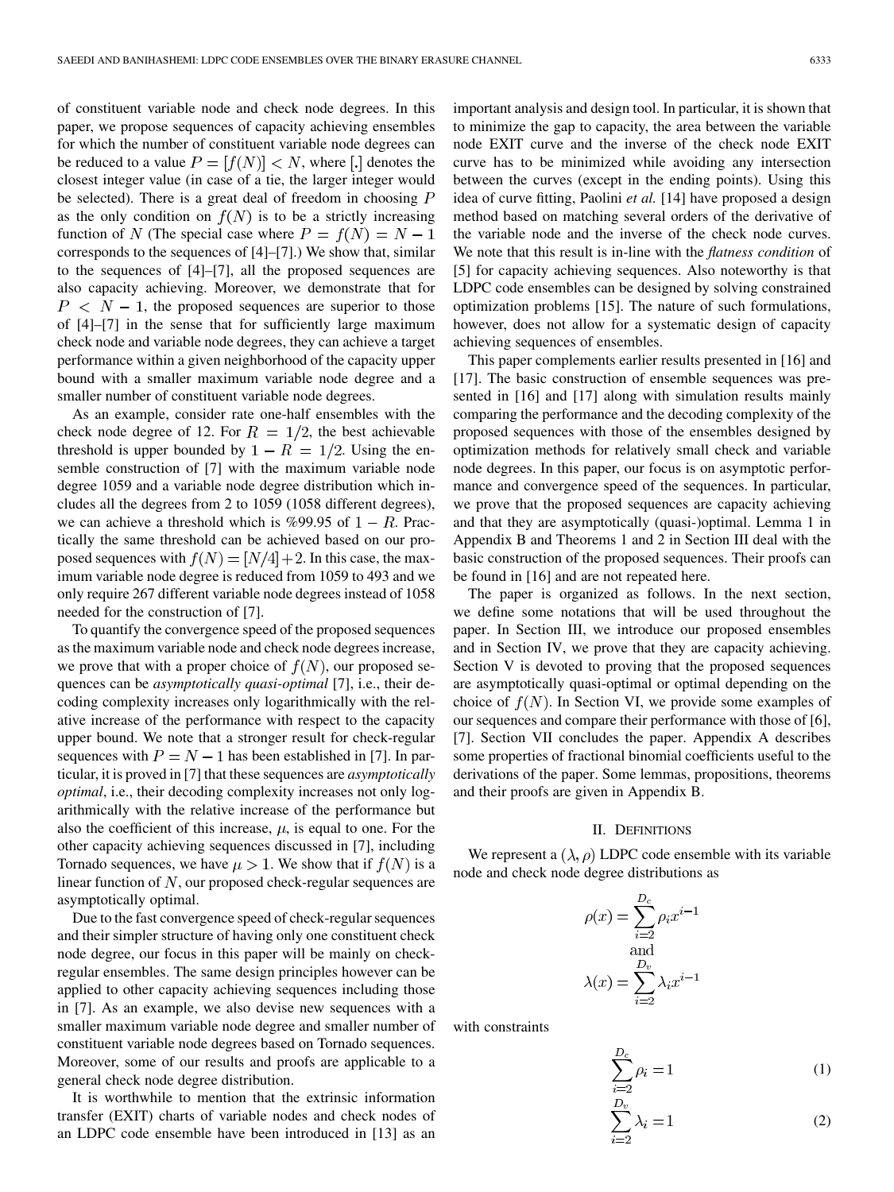of constituent variable node and check node degrees. In this paper, we propose sequences of capacity achieving ensembles for which the number of constituent variable node degrees can be reduced to a value $P = [f(N)] < N$, where $[.]$ denotes the closest integer value (in case of a tie, the larger integer would be selected). There is a great deal of freedom in choosing $P$ as the only condition on $f(N)$ is to be a strictly increasing function of $N$ (The special case where $P = f(N) = N - 1$ corresponds to the sequences of [4]–[7].) We show that, similar to the sequences of [4]–[7], all the proposed sequences are also capacity achieving. Moreover, we demonstrate that for $P < N - 1$, the proposed sequences are superior to those of [4]–[7] in the sense that for sufficiently large maximum check node and variable node degrees, they can achieve a target performance within a given neighborhood of the capacity upper bound with a smaller maximum variable node degree and a smaller number of constituent variable node degrees.

As an example, consider rate one-half ensembles with the check node degree of 12. For $R = 1/2$, the best achievable threshold is upper bounded by $1 - R = 1/2$. Using the ensemble construction of [7] with the maximum variable node degree 1059 and a variable node degree distribution which includes all the degrees from 2 to 1059 (1058 different degrees), we can achieve a threshold which is %99.95 of $1 - R$. Practically the same threshold can be achieved based on our proposed sequences with $f(N) = [N/4] + 2$. In this case, the maximum variable node degree is reduced from 1059 to 493 and we only require 267 different variable node degrees instead of 1058 needed for the construction of [7].

To quantify the convergence speed of the proposed sequences as the maximum variable node and check node degrees increase, we prove that with a proper choice of $f(N)$, our proposed sequences can be *asymptotically quasi-optimal* [7], i.e., their decoding complexity increases only logarithmically with the relative increase of the performance with respect to the capacity upper bound. We note that a stronger result for check-regular sequences with $P = N - 1$ has been established in [7]. In particular, it is proved in [7] that these sequences are *asymptotically optimal*, i.e., their decoding complexity increases not only logarithmically with the relative increase of the performance but also the coefficient of this increase, $\mu$, is equal to one. For the other capacity achieving sequences discussed in [7], including Tornado sequences, we have $\mu > 1$. We show that if $f(N)$ is a linear function of $N$, our proposed check-regular sequences are asymptotically optimal.

Due to the fast convergence speed of check-regular sequences and their simpler structure of having only one constituent check node degree, our focus in this paper will be mainly on check-regular ensembles. The same design principles however can be applied to other capacity achieving sequences including those in [7]. As an example, we also devise new sequences with a smaller maximum variable node degree and smaller number of constituent variable node degrees based on Tornado sequences. Moreover, some of our results and proofs are applicable to a general check node degree distribution.

It is worthwhile to mention that the extrinsic information transfer (EXIT) charts of variable nodes and check nodes of an LDPC code ensemble have been introduced in [13] as an important analysis and design tool. In particular, it is shown that to minimize the gap to capacity, the area between the variable node EXIT curve and the inverse of the check node EXIT curve has to be minimized while avoiding any intersection between the curves (except in the ending points). Using this idea of curve fitting, Paolini *et al.* [14] have proposed a design method based on matching several orders of the derivative of the variable node and the inverse of the check node curves. We note that this result is in-line with the *flatness condition* of [5] for capacity achieving sequences. Also noteworthy is that LDPC code ensembles can be designed by solving constrained optimization problems [15]. The nature of such formulations, however, does not allow for a systematic design of capacity achieving sequences of ensembles.

This paper complements earlier results presented in [16] and [17]. The basic construction of ensemble sequences was presented in [16] and [17] along with simulation results mainly comparing the performance and the decoding complexity of the proposed sequences with those of the ensembles designed by optimization methods for relatively small check and variable node degrees. In this paper, our focus is on asymptotic performance and convergence speed of the sequences. In particular, we prove that the proposed sequences are capacity achieving and that they are asymptotically (quasi-)optimal. Lemma 1 in Appendix B and Theorems 1 and 2 in Section III deal with the basic construction of the proposed sequences. Their proofs can be found in [16] and are not repeated here.

The paper is organized as follows. In the next section, we define some notations that will be used throughout the paper. In Section III, we introduce our proposed ensembles and in Section IV, we prove that they are capacity achieving. Section V is devoted to proving that the proposed sequences are asymptotically quasi-optimal or optimal depending on the choice of $f(N)$. In Section VI, we provide some examples of our sequences and compare their performance with those of [6], [7]. Section VII concludes the paper. Appendix A describes some properties of fractional binomial coefficients useful to the derivations of the paper. Some lemmas, propositions, theorems and their proofs are given in Appendix B.

## II. Definitions

We represent a $(\lambda, \rho)$ LDPC code ensemble with its variable node and check node degree distributions as

$$\rho(x) = \sum_{i=2}^{D_c} \rho_i x^{i-1}$$
$$\text{and}$$
$$\lambda(x) = \sum_{i=2}^{D_v} \lambda_i x^{i-1}$$

with constraints

$$\sum_{i=2}^{D_c} \rho_i = 1 \tag{1}$$

$$\sum_{i=2}^{D_v} \lambda_i = 1 \tag{2}$$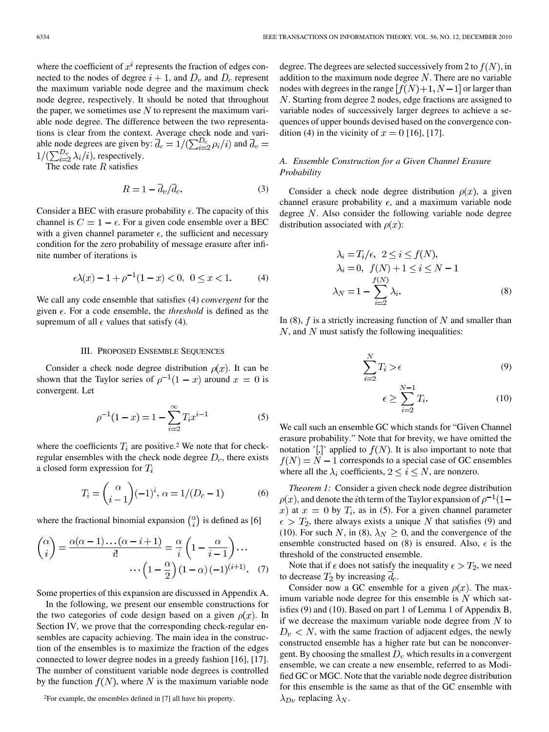where the coefficient of $x^i$ represents the fraction of edges connected to the nodes of degree $i+1$, and $D_v$ and $D_c$ represent the maximum variable node degree and the maximum check node degree, respectively. It should be noted that throughout the paper, we sometimes use $N$ to represent the maximum variable node degree. The difference between the two representations is clear from the context. Average check node and variable node degrees are given by: $\overline{d}_c = 1/(\sum_{i=2}^{D_c} \rho_i/i)$ and $\overline{d}_v = 1/(\sum_{i=2}^{D_v} \lambda_i/i)$, respectively.

The code rate $R$ satisfies

$$R = 1 - \overline{d}_v/\overline{d}_c. \tag{3}$$

Consider a BEC with erasure probability $\epsilon$. The capacity of this channel is $C = 1-\epsilon$. For a given code ensemble over a BEC with a given channel parameter $\epsilon$, the sufficient and necessary condition for the zero probability of message erasure after infinite number of iterations is

$$\epsilon\lambda(x) - 1 + \rho^{-1}(1-x) < 0, \quad 0 \le x < 1. \tag{4}$$

We call any code ensemble that satisfies (4) *convergent* for the given $\epsilon$. For a code ensemble, the *threshold* is defined as the supremum of all $\epsilon$ values that satisfy (4).

## III. Proposed Ensemble Sequences

Consider a check node degree distribution $\rho(x)$. It can be shown that the Taylor series of $\rho^{-1}(1-x)$ around $x=0$ is convergent. Let

$$\rho^{-1}(1-x) = 1 - \sum_{i=2}^{\infty} T_i x^{i-1} \tag{5}$$

where the coefficients $T_i$ are positive.[2] We note that for check-regular ensembles with the check node degree $D_c$, there exists a closed form expression for $T_i$

$$T_i = \binom{\alpha}{i-1}(-1)^i, \; \alpha = 1/(D_c - 1) \tag{6}$$

where the fractional binomial expansion $\binom{\alpha}{i}$ is defined as [6]

$$\binom{\alpha}{i} = \frac{\alpha(\alpha-1)\ldots(\alpha-i+1)}{i!} = \frac{\alpha}{i}\left(1-\frac{\alpha}{i-1}\right)\cdots \cdots\left(1-\frac{\alpha}{2}\right)(1-\alpha)(-1)^{(i+1)}. \tag{7}$$

Some properties of this expansion are discussed in Appendix A.

In the following, we present our ensemble constructions for the two categories of code design based on a given $\rho(x)$. In Section IV, we prove that the corresponding check-regular ensembles are capacity achieving. The main idea in the construction of the ensembles is to maximize the fraction of the edges connected to lower degree nodes in a greedy fashion [16], [17]. The number of constituent variable node degrees is controlled by the function $f(N)$, where $N$ is the maximum variable node degree. The degrees are selected successively from 2 to $f(N)$, in addition to the maximum node degree $N$. There are no variable nodes with degrees in the range $[f(N)+1, N-1]$ or larger than $N$. Starting from degree 2 nodes, edge fractions are assigned to variable nodes of successively larger degrees to achieve a sequences of upper bounds devised based on the convergence condition (4) in the vicinity of $x=0$ [16], [17].

### A. Ensemble Construction for a Given Channel Erasure Probability

Consider a check node degree distribution $\rho(x)$, a given channel erasure probability $\epsilon$, and a maximum variable node degree $N$. Also consider the following variable node degree distribution associated with $\rho(x)$:

$$\begin{aligned} \lambda_i &= T_i/\epsilon, \; 2 \le i \le f(N), \\ \lambda_i &= 0, \; f(N)+1 \le i \le N-1 \\ \lambda_N &= 1 - \sum_{i=2}^{f(N)} \lambda_i. \end{aligned} \tag{8}$$

In (8), $f$ is a strictly increasing function of $N$ and smaller than $N$, and $N$ must satisfy the following inequalities:

$$\sum_{i=2}^{N} T_i > \epsilon \tag{9}$$

$$\epsilon \ge \sum_{i=2}^{N-1} T_i. \tag{10}$$

We call such an ensemble GC which stands for "Given Channel erasure probability." Note that for brevity, we have omitted the notation '$\lfloor . \rfloor$' applied to $f(N)$. It is also important to note that $f(N) = N-1$ corresponds to a special case of GC ensembles where all the $\lambda_i$ coefficients, $2 \le i \le N$, are nonzero.

*Theorem 1:* Consider a given check node degree distribution $\rho(x)$, and denote the $i$th term of the Taylor expansion of $\rho^{-1}(1-x)$ at $x=0$ by $T_i$, as in (5). For a given channel parameter $\epsilon > T_2$, there always exists a unique $N$ that satisfies (9) and (10). For such $N$, in (8), $\lambda_N \ge 0$, and the convergence of the ensemble constructed based on (8) is ensured. Also, $\epsilon$ is the threshold of the constructed ensemble.

Note that if $\epsilon$ does not satisfy the inequality $\epsilon > T_2$, we need to decrease $T_2$ by increasing $\overline{d}_c$.

Consider now a GC ensemble for a given $\rho(x)$. The maximum variable node degree for this ensemble is $N$ which satisfies (9) and (10). Based on part 1 of Lemma 1 of Appendix B, if we decrease the maximum variable node degree from $N$ to $D_v < N$, with the same fraction of adjacent edges, the newly constructed ensemble has a higher rate but can be nonconvergent. By choosing the smallest $D_v$ which results in a convergent ensemble, we can create a new ensemble, referred to as Modified GC or MGC. Note that the variable node degree distribution for this ensemble is the same as that of the GC ensemble with $\lambda_{D_v}$ replacing $\lambda_N$.

[2]For example, the ensembles defined in [7] all have his property.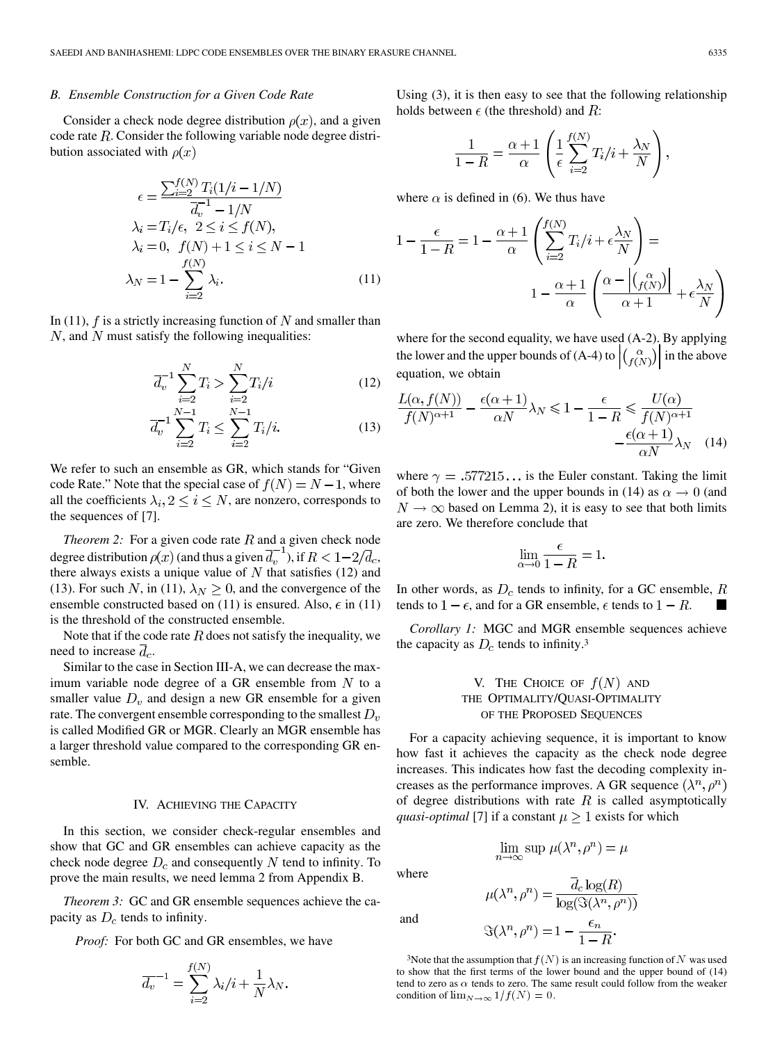### B. Ensemble Construction for a Given Code Rate

Consider a check node degree distribution $\rho(x)$, and a given code rate $R$. Consider the following variable node degree distribution associated with $\rho(x)$

$$
\begin{aligned}
\epsilon &= \frac{\sum_{i=2}^{f(N)} T_i(1/i - 1/N)}{\overline{d}_v^{-1} - 1/N} \\
\lambda_i &= T_i/\epsilon, \quad 2 \le i \le f(N), \\
\lambda_i &= 0, \quad f(N)+1 \le i \le N-1 \\
\lambda_N &= 1 - \sum_{i=2}^{f(N)} \lambda_i.
\end{aligned} \tag{11}
$$

In (11), $f$ is a strictly increasing function of $N$ and smaller than $N$, and $N$ must satisfy the following inequalities:

$$
\overline{d}_v^{-1} \sum_{i=2}^{N} T_i > \sum_{i=2}^{N} T_i/i \tag{12}
$$

$$
\overline{d}_v^{-1} \sum_{i=2}^{N-1} T_i \le \sum_{i=2}^{N-1} T_i/i. \tag{13}
$$

We refer to such an ensemble as GR, which stands for "Given code Rate." Note that the special case of $f(N) = N-1$, where all the coefficients $\lambda_i, 2 \le i \le N$, are nonzero, corresponds to the sequences of [7].

*Theorem 2:* For a given code rate $R$ and a given check node degree distribution $\rho(x)$ (and thus a given $\overline{d}_v^{-1}$), if $R < 1 - 2/\overline{d}_c$, there always exists a unique value of $N$ that satisfies (12) and (13). For such $N$, in (11), $\lambda_N \ge 0$, and the convergence of the ensemble constructed based on (11) is ensured. Also, $\epsilon$ in (11) is the threshold of the constructed ensemble.

Note that if the code rate $R$ does not satisfy the inequality, we need to increase $\overline{d}_c$.

Similar to the case in Section III-A, we can decrease the maximum variable node degree of a GR ensemble from $N$ to a smaller value $D_v$ and design a new GR ensemble for a given rate. The convergent ensemble corresponding to the smallest $D_v$ is called Modified GR or MGR. Clearly an MGR ensemble has a larger threshold value compared to the corresponding GR ensemble.

## IV. Achieving the Capacity

In this section, we consider check-regular ensembles and show that GC and GR ensembles can achieve capacity as the check node degree $D_c$ and consequently $N$ tend to infinity. To prove the main results, we need lemma 2 from Appendix B.

*Theorem 3:* GC and GR ensemble sequences achieve the capacity as $D_c$ tends to infinity.

*Proof:* For both GC and GR ensembles, we have

$$
\overline{d}_v^{-1} = \sum_{i=2}^{f(N)} \lambda_i/i + \frac{1}{N}\lambda_N.
$$

Using (3), it is then easy to see that the following relationship holds between $\epsilon$ (the threshold) and $R$:

$$
\frac{1}{1-R} = \frac{\alpha+1}{\alpha}\left(\frac{1}{\epsilon}\sum_{i=2}^{f(N)} T_i/i + \frac{\lambda_N}{N}\right),
$$

where $\alpha$ is defined in (6). We thus have

$$
\begin{aligned}
1 - \frac{\epsilon}{1-R} &= 1 - \frac{\alpha+1}{\alpha}\left(\sum_{i=2}^{f(N)} T_i/i + \epsilon\frac{\lambda_N}{N}\right) = \\
&\quad 1 - \frac{\alpha+1}{\alpha}\left(\frac{\alpha - \left|\binom{\alpha}{f(N)}\right|}{\alpha+1} + \epsilon\frac{\lambda_N}{N}\right)
\end{aligned}
$$

where for the second equality, we have used (A-2). By applying the lower and the upper bounds of (A-4) to $\left|\binom{\alpha}{f(N)}\right|$ in the above equation, we obtain

$$
\frac{L(\alpha, f(N))}{f(N)^{\alpha+1}} - \frac{\epsilon(\alpha+1)}{\alpha N}\lambda_N \leqslant 1 - \frac{\epsilon}{1-R} \leqslant \frac{U(\alpha)}{f(N)^{\alpha+1}} - \frac{\epsilon(\alpha+1)}{\alpha N}\lambda_N \tag{14}
$$

where $\gamma = .577215\ldots$ is the Euler constant. Taking the limit of both the lower and the upper bounds in (14) as $\alpha \to 0$ (and $N \to \infty$ based on Lemma 2), it is easy to see that both limits are zero. We therefore conclude that

$$
\lim_{\alpha \to 0} \frac{\epsilon}{1-R} = 1.
$$

In other words, as $D_c$ tends to infinity, for a GC ensemble, $R$ tends to $1-\epsilon$, and for a GR ensemble, $\epsilon$ tends to $1-R$. ■

*Corollary 1:* MGC and MGR ensemble sequences achieve the capacity as $D_c$ tends to infinity.[3]

## V. The Choice of $f(N)$ and the Optimality/Quasi-Optimality of the Proposed Sequences

For a capacity achieving sequence, it is important to know how fast it achieves the capacity as the check node degree increases. This indicates how fast the decoding complexity increases as the performance improves. A GR sequence $(\lambda^n, \rho^n)$ of degree distributions with rate $R$ is called asymptotically *quasi-optimal* [7] if a constant $\mu \ge 1$ exists for which

$$
\lim_{n\to\infty} \sup\, \mu(\lambda^n, \rho^n) = \mu
$$

where

$$
\mu(\lambda^n, \rho^n) = \frac{\overline{d}_c \log(R)}{\log(\Im(\lambda^n, \rho^n))}
$$

and

$$
\Im(\lambda^n, \rho^n) = 1 - \frac{\epsilon_n}{1-R}.
$$

[3]Note that the assumption that $f(N)$ is an increasing function of $N$ was used to show that the first terms of the lower bound and the upper bound of (14) tend to zero as $\alpha$ tends to zero. The same result could follow from the weaker condition of $\lim_{N\to\infty} 1/f(N) = 0$.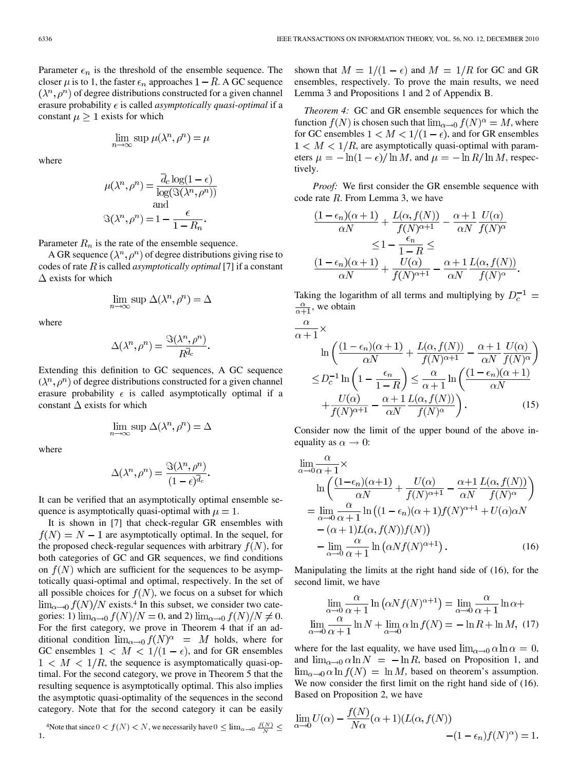Parameter $\epsilon_n$ is the threshold of the ensemble sequence. The closer $\mu$ is to 1, the faster $\epsilon_n$ approaches $1-R$. A GC sequence $(\lambda^n, \rho^n)$ of degree distributions constructed for a given channel erasure probability $\epsilon$ is called *asymptotically quasi-optimal* if a constant $\mu \geq 1$ exists for which

$$\lim_{n\to\infty} \sup \mu(\lambda^n, \rho^n) = \mu$$

where

$$\mu(\lambda^n, \rho^n) = \frac{\overline{d}_c \log(1-\epsilon)}{\log(\Im(\lambda^n, \rho^n))}$$
$$\text{and}$$
$$\Im(\lambda^n, \rho^n) = 1 - \frac{\epsilon}{1-R_n}.$$

Parameter $R_n$ is the rate of the ensemble sequence.

A GR sequence $(\lambda^n, \rho^n)$ of degree distributions giving rise to codes of rate $R$ is called *asymptotically optimal* [7] if a constant $\Delta$ exists for which

$$\lim_{n\to\infty} \sup \Delta(\lambda^n, \rho^n) = \Delta$$

where

$$\Delta(\lambda^n, \rho^n) = \frac{\Im(\lambda^n, \rho^n)}{R^{\overline{d}_c}}.$$

Extending this definition to GC sequences, A GC sequence $(\lambda^n, \rho^n)$ of degree distributions constructed for a given channel erasure probability $\epsilon$ is called asymptotically optimal if a constant $\Delta$ exists for which

$$\lim_{n\to\infty} \sup \Delta(\lambda^n, \rho^n) = \Delta$$

where

$$\Delta(\lambda^n, \rho^n) = \frac{\Im(\lambda^n, \rho^n)}{(1-\epsilon)^{\overline{d}_c}}.$$

It can be verified that an asymptotically optimal ensemble sequence is asymptotically quasi-optimal with $\mu = 1$.

It is shown in [7] that check-regular GR ensembles with $f(N) = N-1$ are asymptotically optimal. In the sequel, for the proposed check-regular sequences with arbitrary $f(N)$, for both categories of GC and GR sequences, we find conditions on $f(N)$ which are sufficient for the sequences to be asymptotically quasi-optimal and optimal, respectively. In the set of all possible choices for $f(N)$, we focus on a subset for which $\lim_{\alpha\to 0} f(N)/N$ exists.[4] In this subset, we consider two categories: 1) $\lim_{\alpha\to 0} f(N)/N = 0$, and 2) $\lim_{\alpha\to 0} f(N)/N \neq 0$. For the first category, we prove in Theorem 4 that if an additional condition $\lim_{\alpha\to 0} f(N)^\alpha = M$ holds, where for GC ensembles $1 < M < 1/(1-\epsilon)$, and for GR ensembles $1 < M < 1/R$, the sequence is asymptomatically quasi-optimal. For the second category, we prove in Theorem 5 that the resulting sequence is asymptotically optimal. This also implies the asymptotic quasi-optimality of the sequences in the second category. Note that for the second category it can be easily shown that $M = 1/(1-\epsilon)$ and $M = 1/R$ for GC and GR ensembles, respectively. To prove the main results, we need Lemma 3 and Propositions 1 and 2 of Appendix B.

[4] Note that since $0 < f(N) < N$, we necessarily have $0 \leq \lim_{\alpha\to 0} \frac{f(N)}{N} \leq 1$.

*Theorem 4:* GC and GR ensemble sequences for which the function $f(N)$ is chosen such that $\lim_{\alpha\to 0} f(N)^\alpha = M$, where for GC ensembles $1 < M < 1/(1-\epsilon)$, and for GR ensembles $1 < M < 1/R$, are asymptotically quasi-optimal with parameters $\mu = -\ln(1-\epsilon)/\ln M$, and $\mu = -\ln R/\ln M$, respectively.

*Proof:* We first consider the GR ensemble sequence with code rate $R$. From Lemma 3, we have

$$\frac{(1-\epsilon_n)(\alpha+1)}{\alpha N} + \frac{L(\alpha, f(N))}{f(N)^{\alpha+1}} - \frac{\alpha+1}{\alpha N}\frac{U(\alpha)}{f(N)^\alpha}$$
$$\leq 1 - \frac{\epsilon_n}{1-R} \leq$$
$$\frac{(1-\epsilon_n)(\alpha+1)}{\alpha N} + \frac{U(\alpha)}{f(N)^{\alpha+1}} - \frac{\alpha+1}{\alpha N}\frac{L(\alpha, f(N))}{f(N)^\alpha}.$$

Taking the logarithm of all terms and multiplying by $D_c^{-1} = \frac{\alpha}{\alpha+1}$, we obtain

$$\begin{aligned}
&\frac{\alpha}{\alpha+1}\times \\
&\quad \ln\left(\frac{(1-\epsilon_n)(\alpha+1)}{\alpha N} + \frac{L(\alpha, f(N))}{f(N)^{\alpha+1}} - \frac{\alpha+1}{\alpha N}\frac{U(\alpha)}{f(N)^\alpha}\right) \\
&\leq D_c^{-1}\ln\left(1 - \frac{\epsilon_n}{1-R}\right) \leq \frac{\alpha}{\alpha+1}\ln\left(\frac{(1-\epsilon_n)(\alpha+1)}{\alpha N}\right. \\
&\quad \left. + \frac{U(\alpha)}{f(N)^{\alpha+1}} - \frac{\alpha+1}{\alpha N}\frac{L(\alpha, f(N))}{f(N)^\alpha}\right).
\end{aligned} \tag{15}$$

Consider now the limit of the upper bound of the above inequality as $\alpha \to 0$:

$$\begin{aligned}
&\lim_{\alpha\to 0}\frac{\alpha}{\alpha+1}\times \\
&\quad \ln\left(\frac{(1-\epsilon_n)(\alpha+1)}{\alpha N} + \frac{U(\alpha)}{f(N)^{\alpha+1}} - \frac{\alpha+1}{\alpha N}\frac{L(\alpha, f(N))}{f(N)^\alpha}\right) \\
&= \lim_{\alpha\to 0}\frac{\alpha}{\alpha+1}\ln\big((1-\epsilon_n)(\alpha+1)f(N)^{\alpha+1} + U(\alpha)\alpha N \\
&\quad - (\alpha+1)L(\alpha, f(N))f(N)\big) \\
&\quad - \lim_{\alpha\to 0}\frac{\alpha}{\alpha+1}\ln\left(\alpha N f(N)^{\alpha+1}\right).
\end{aligned} \tag{16}$$

Manipulating the limits at the right hand side of (16), for the second limit, we have

$$\lim_{\alpha\to 0}\frac{\alpha}{\alpha+1}\ln\left(\alpha N f(N)^{\alpha+1}\right) = \lim_{\alpha\to 0}\frac{\alpha}{\alpha+1}\ln\alpha +$$
$$\lim_{\alpha\to 0}\frac{\alpha}{\alpha+1}\ln N + \lim_{\alpha\to 0}\alpha\ln f(N) = -\ln R + \ln M, \tag{17}$$

where for the last equality, we have used $\lim_{\alpha\to 0}\alpha\ln\alpha = 0$, and $\lim_{\alpha\to 0}\alpha\ln N = -\ln R$, based on Proposition 1, and $\lim_{\alpha\to 0}\alpha\ln f(N) = \ln M$, based on theorem's assumption. We now consider the first limit on the right hand side of (16). Based on Proposition 2, we have

$$\lim_{\alpha\to 0} U(\alpha) - \frac{f(N)}{N\alpha}(\alpha+1)(L(\alpha, f(N)) - (1-\epsilon_n)f(N)^\alpha) = 1.$$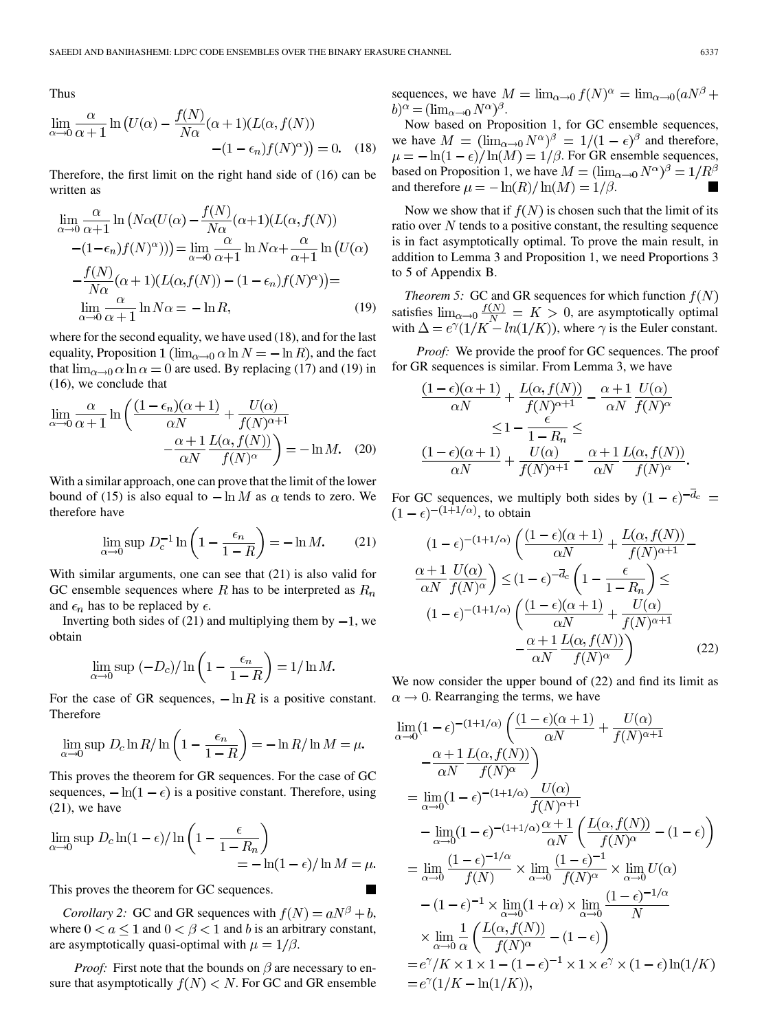Thus

$$\lim_{\alpha\to 0}\frac{\alpha}{\alpha+1}\ln\left(U(\alpha)-\frac{f(N)}{N\alpha}(\alpha+1)(L(\alpha,f(N))\right.$$
$$\left.-(1-\epsilon_n)f(N)^{\alpha}\right)=0. \quad (18)$$

Therefore, the first limit on the right hand side of (16) can be written as

$$\lim_{\alpha\to 0}\frac{\alpha}{\alpha+1}\ln\left(N\alpha(U(\alpha)-\frac{f(N)}{N\alpha}(\alpha+1)(L(\alpha,f(N))\right.$$
$$\left.-(1-\epsilon_n)f(N)^{\alpha}))\right)=\lim_{\alpha\to 0}\frac{\alpha}{\alpha+1}\ln N\alpha+\frac{\alpha}{\alpha+1}\ln\left(U(\alpha)\right.$$
$$\left.-\frac{f(N)}{N\alpha}(\alpha+1)(L(\alpha,f(N))-(1-\epsilon_n)f(N)^{\alpha})\right)=$$
$$\lim_{\alpha\to 0}\frac{\alpha}{\alpha+1}\ln N\alpha=-\ln R, \quad (19)$$

where for the second equality, we have used (18), and for the last equality, Proposition 1 ($\lim_{\alpha\to 0}\alpha\ln N=-\ln R$), and the fact that $\lim_{\alpha\to 0}\alpha\ln\alpha=0$ are used. By replacing (17) and (19) in (16), we conclude that

$$\lim_{\alpha\to 0}\frac{\alpha}{\alpha+1}\ln\left(\frac{(1-\epsilon_n)(\alpha+1)}{\alpha N}+\frac{U(\alpha)}{f(N)^{\alpha+1}}\right.$$
$$\left.-\frac{\alpha+1}{\alpha N}\frac{L(\alpha,f(N))}{f(N)^{\alpha}}\right)=-\ln M. \quad (20)$$

With a similar approach, one can prove that the limit of the lower bound of (15) is also equal to $-\ln M$ as $\alpha$ tends to zero. We therefore have

$$\lim_{\alpha\to 0}\sup D_c^{-1}\ln\left(1-\frac{\epsilon_n}{1-R}\right)=-\ln M. \quad (21)$$

With similar arguments, one can see that (21) is also valid for GC ensemble sequences where $R$ has to be interpreted as $R_n$ and $\epsilon_n$ has to be replaced by $\epsilon$.

Inverting both sides of (21) and multiplying them by $-1$, we obtain

$$\lim_{\alpha\to 0}\sup\,(-D_c)/\ln\left(1-\frac{\epsilon_n}{1-R}\right)=1/\ln M.$$

For the case of GR sequences, $-\ln R$ is a positive constant. Therefore

$$\lim_{\alpha\to 0}\sup\,D_c\ln R/\ln\left(1-\frac{\epsilon_n}{1-R}\right)=-\ln R/\ln M=\mu.$$

This proves the theorem for GR sequences. For the case of GC sequences, $-\ln(1-\epsilon)$ is a positive constant. Therefore, using (21), we have

$$\lim_{\alpha\to 0}\sup\,D_c\ln(1-\epsilon)/\ln\left(1-\frac{\epsilon}{1-R_n}\right)$$
$$=-\ln(1-\epsilon)/\ln M=\mu.$$

This proves the theorem for GC sequences. ■

*Corollary 2:* GC and GR sequences with $f(N)=aN^{\beta}+b$, where $0<a\le 1$ and $0<\beta<1$ and $b$ is an arbitrary constant, are asymptotically quasi-optimal with $\mu=1/\beta$.

*Proof:* First note that the bounds on $\beta$ are necessary to ensure that asymptotically $f(N)<N$. For GC and GR ensemble sequences, we have $M=\lim_{\alpha\to 0}f(N)^{\alpha}=\lim_{\alpha\to 0}(aN^{\beta}+b)^{\alpha}=(\lim_{\alpha\to 0}N^{\alpha})^{\beta}$.

Now based on Proposition 1, for GC ensemble sequences, we have $M=(\lim_{\alpha\to 0}N^{\alpha})^{\beta}=1/(1-\epsilon)^{\beta}$ and therefore, $\mu=-\ln(1-\epsilon)/\ln(M)=1/\beta$. For GR ensemble sequences, based on Proposition 1, we have $M=(\lim_{\alpha\to 0}N^{\alpha})^{\beta}=1/R^{\beta}$ and therefore $\mu=-\ln(R)/\ln(M)=1/\beta$. ■

Now we show that if $f(N)$ is chosen such that the limit of its ratio over $N$ tends to a positive constant, the resulting sequence is in fact asymptotically optimal. To prove the main result, in addition to Lemma 3 and Proposition 1, we need Proportions 3 to 5 of Appendix B.

*Theorem 5:* GC and GR sequences for which function $f(N)$ satisfies $\lim_{\alpha\to 0}\frac{f(N)}{N}=K>0$, are asymptotically optimal with $\Delta=e^{\gamma}(1/K-ln(1/K))$, where $\gamma$ is the Euler constant.

*Proof:* We provide the proof for GC sequences. The proof for GR sequences is similar. From Lemma 3, we have

$$\frac{(1-\epsilon)(\alpha+1)}{\alpha N}+\frac{L(\alpha,f(N))}{f(N)^{\alpha+1}}-\frac{\alpha+1}{\alpha N}\frac{U(\alpha)}{f(N)^{\alpha}}$$
$$\le 1-\frac{\epsilon}{1-R_n}\le$$
$$\frac{(1-\epsilon)(\alpha+1)}{\alpha N}+\frac{U(\alpha)}{f(N)^{\alpha+1}}-\frac{\alpha+1}{\alpha N}\frac{L(\alpha,f(N))}{f(N)^{\alpha}}.$$

For GC sequences, we multiply both sides by $(1-\epsilon)^{-\overline{d}_c}=(1-\epsilon)^{-(1+1/\alpha)}$, to obtain

$$(1-\epsilon)^{-(1+1/\alpha)}\left(\frac{(1-\epsilon)(\alpha+1)}{\alpha N}+\frac{L(\alpha,f(N))}{f(N)^{\alpha+1}}-\right.$$
$$\left.\frac{\alpha+1}{\alpha N}\frac{U(\alpha)}{f(N)^{\alpha}}\right)\le(1-\epsilon)^{-\overline{d}_c}\left(1-\frac{\epsilon}{1-R_n}\right)\le$$
$$(1-\epsilon)^{-(1+1/\alpha)}\left(\frac{(1-\epsilon)(\alpha+1)}{\alpha N}+\frac{U(\alpha)}{f(N)^{\alpha+1}}\right.$$
$$\left.-\frac{\alpha+1}{\alpha N}\frac{L(\alpha,f(N))}{f(N)^{\alpha}}\right) \quad (22)$$

We now consider the upper bound of (22) and find its limit as $\alpha\to 0$. Rearranging the terms, we have

$$\lim_{\alpha\to 0}(1-\epsilon)^{-(1+1/\alpha)}\left(\frac{(1-\epsilon)(\alpha+1)}{\alpha N}+\frac{U(\alpha)}{f(N)^{\alpha+1}}\right.$$
$$\left.-\frac{\alpha+1}{\alpha N}\frac{L(\alpha,f(N))}{f(N)^{\alpha}}\right)$$
$$=\lim_{\alpha\to 0}(1-\epsilon)^{-(1+1/\alpha)}\frac{U(\alpha)}{f(N)^{\alpha+1}}$$
$$-\lim_{\alpha\to 0}(1-\epsilon)^{-(1+1/\alpha)}\frac{\alpha+1}{\alpha N}\left(\frac{L(\alpha,f(N))}{f(N)^{\alpha}}-(1-\epsilon)\right)$$
$$=\lim_{\alpha\to 0}\frac{(1-\epsilon)^{-1/\alpha}}{f(N)}\times\lim_{\alpha\to 0}\frac{(1-\epsilon)^{-1}}{f(N)^{\alpha}}\times\lim_{\alpha\to 0}U(\alpha)$$
$$-(1-\epsilon)^{-1}\times\lim_{\alpha\to 0}(1+\alpha)\times\lim_{\alpha\to 0}\frac{(1-\epsilon)^{-1/\alpha}}{N}$$
$$\times\lim_{\alpha\to 0}\frac{1}{\alpha}\left(\frac{L(\alpha,f(N))}{f(N)^{\alpha}}-(1-\epsilon)\right)$$
$$=e^{\gamma}/K\times 1\times 1-(1-\epsilon)^{-1}\times 1\times e^{\gamma}\times(1-\epsilon)\ln(1/K)$$
$$=e^{\gamma}(1/K-\ln(1/K)),$$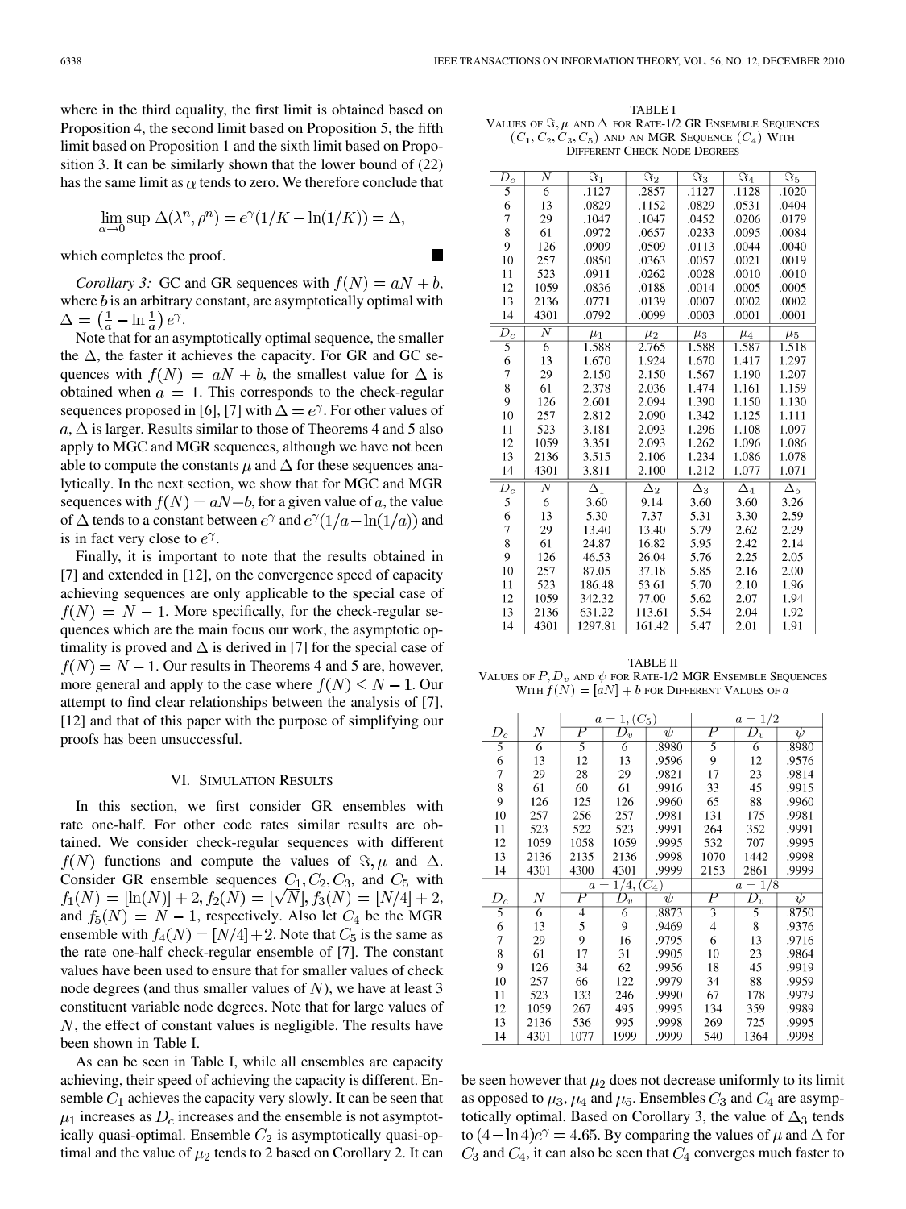where in the third equality, the first limit is obtained based on Proposition 4, the second limit based on Proposition 5, the fifth limit based on Proposition 1 and the sixth limit based on Proposition 3. It can be similarly shown that the lower bound of (22) has the same limit as $\alpha$ tends to zero. We therefore conclude that

$$\lim_{\alpha \to 0} \sup \Delta(\lambda^n, \rho^n) = e^{\gamma}(1/K - \ln(1/K)) = \Delta,$$

which completes the proof. ■

*Corollary 3:* GC and GR sequences with $f(N) = aN + b$, where $b$ is an arbitrary constant, are asymptotically optimal with $\Delta = \left(\frac{1}{a} - \ln \frac{1}{a}\right) e^{\gamma}$.

Note that for an asymptotically optimal sequence, the smaller the $\Delta$, the faster it achieves the capacity. For GR and GC sequences with $f(N) = aN + b$, the smallest value for $\Delta$ is obtained when $a = 1$. This corresponds to the check-regular sequences proposed in [6], [7] with $\Delta = e^{\gamma}$. For other values of $a, \Delta$ is larger. Results similar to those of Theorems 4 and 5 also apply to MGC and MGR sequences, although we have not been able to compute the constants $\mu$ and $\Delta$ for these sequences analytically. In the next section, we show that for MGC and MGR sequences with $f(N) = aN + b$, for a given value of $a$, the value of $\Delta$ tends to a constant between $e^{\gamma}$ and $e^{\gamma}(1/a - \ln(1/a))$ and is in fact very close to $e^{\gamma}$.

Finally, it is important to note that the results obtained in [7] and extended in [12], on the convergence speed of capacity achieving sequences are only applicable to the special case of $f(N) = N - 1$. More specifically, for the check-regular sequences which are the main focus our work, the asymptotic optimality is proved and $\Delta$ is derived in [7] for the special case of $f(N) = N - 1$. Our results in Theorems 4 and 5 are, however, more general and apply to the case where $f(N) \le N - 1$. Our attempt to find clear relationships between the analysis of [7], [12] and that of this paper with the purpose of simplifying our proofs has been unsuccessful.

## VI. Simulation Results

In this section, we first consider GR ensembles with rate one-half. For other code rates similar results are obtained. We consider check-regular sequences with different $f(N)$ functions and compute the values of $\Im, \mu$ and $\Delta$. Consider GR ensemble sequences $C_1, C_2, C_3$, and $C_5$ with $f_1(N) = [\ln(N)] + 2, f_2(N) = [\sqrt{N}], f_3(N) = [N/4] + 2$, and $f_5(N) = N - 1$, respectively. Also let $C_4$ be the MGR ensemble with $f_4(N) = [N/4] + 2$. Note that $C_5$ is the same as the rate one-half check-regular ensemble of [7]. The constant values have been used to ensure that for smaller values of check node degrees (and thus smaller values of $N$), we have at least 3 constituent variable node degrees. Note that for large values of $N$, the effect of constant values is negligible. The results have been shown in Table I.

As can be seen in Table I, while all ensembles are capacity achieving, their speed of achieving the capacity is different. Ensemble $C_1$ achieves the capacity very slowly. It can be seen that $\mu_1$ increases as $D_c$ increases and the ensemble is not asymptotically quasi-optimal. Ensemble $C_2$ is asymptotically quasi-optimal and the value of $\mu_2$ tends to 2 based on Corollary 2. It can be seen however that $\mu_2$ does not decrease uniformly to its limit as opposed to $\mu_3$, $\mu_4$ and $\mu_5$. Ensembles $C_3$ and $C_4$ are asymptotically optimal. Based on Corollary 3, the value of $\Delta_3$ tends to $(4 - \ln 4)e^{\gamma} = 4.65$. By comparing the values of $\mu$ and $\Delta$ for $C_3$ and $C_4$, it can also be seen that $C_4$ converges much faster to

TABLE I
Values of $\Im, \mu$ and $\Delta$ for Rate-1/2 GR Ensemble Sequences $(C_1, C_2, C_3, C_5)$ and an MGR Sequence $(C_4)$ With Different Check Node Degrees

| $D_c$ | $N$ | $\Im_1$ | $\Im_2$ | $\Im_3$ | $\Im_4$ | $\Im_5$ |
|---|---|---|---|---|---|---|
| 5 | 6 | .1127 | .2857 | .1127 | .1128 | .1020 |
| 6 | 13 | .0829 | .1152 | .0829 | .0531 | .0404 |
| 7 | 29 | .1047 | .1047 | .0452 | .0206 | .0179 |
| 8 | 61 | .0972 | .0657 | .0233 | .0095 | .0084 |
| 9 | 126 | .0909 | .0509 | .0113 | .0044 | .0040 |
| 10 | 257 | .0850 | .0363 | .0057 | .0021 | .0019 |
| 11 | 523 | .0911 | .0262 | .0028 | .0010 | .0010 |
| 12 | 1059 | .0836 | .0188 | .0014 | .0005 | .0005 |
| 13 | 2136 | .0771 | .0139 | .0007 | .0002 | .0002 |
| 14 | 4301 | .0792 | .0099 | .0003 | .0001 | .0001 |
| $D_c$ | $N$ | $\mu_1$ | $\mu_2$ | $\mu_3$ | $\mu_4$ | $\mu_5$ |
| 5 | 6 | 1.588 | 2.765 | 1.588 | 1.587 | 1.518 |
| 6 | 13 | 1.670 | 1.924 | 1.670 | 1.417 | 1.297 |
| 7 | 29 | 2.150 | 2.150 | 1.567 | 1.190 | 1.207 |
| 8 | 61 | 2.378 | 2.036 | 1.474 | 1.161 | 1.159 |
| 9 | 126 | 2.601 | 2.094 | 1.390 | 1.150 | 1.130 |
| 10 | 257 | 2.812 | 2.090 | 1.342 | 1.125 | 1.111 |
| 11 | 523 | 3.181 | 2.093 | 1.296 | 1.108 | 1.097 |
| 12 | 1059 | 3.351 | 2.093 | 1.262 | 1.096 | 1.086 |
| 13 | 2136 | 3.515 | 2.106 | 1.234 | 1.086 | 1.078 |
| 14 | 4301 | 3.811 | 2.100 | 1.212 | 1.077 | 1.071 |
| $D_c$ | $N$ | $\Delta_1$ | $\Delta_2$ | $\Delta_3$ | $\Delta_4$ | $\Delta_5$ |
| 5 | 6 | 3.60 | 9.14 | 3.60 | 3.60 | 3.26 |
| 6 | 13 | 5.30 | 7.37 | 5.31 | 3.30 | 2.59 |
| 7 | 29 | 13.40 | 13.40 | 5.79 | 2.62 | 2.29 |
| 8 | 61 | 24.87 | 16.82 | 5.95 | 2.42 | 2.14 |
| 9 | 126 | 46.53 | 26.04 | 5.76 | 2.25 | 2.05 |
| 10 | 257 | 87.05 | 37.18 | 5.85 | 2.16 | 2.00 |
| 11 | 523 | 186.48 | 53.61 | 5.70 | 2.10 | 1.96 |
| 12 | 1059 | 342.32 | 77.00 | 5.62 | 2.07 | 1.94 |
| 13 | 2136 | 631.22 | 113.61 | 5.54 | 2.04 | 1.92 |
| 14 | 4301 | 1297.81 | 161.42 | 5.47 | 2.01 | 1.91 |

TABLE II
Values of $P, D_v$ and $\psi$ for Rate-1/2 MGR Ensemble Sequences With $f(N) = [aN] + b$ for Different Values of $a$

| | | $a = 1, (C_5)$ | | | $a = 1/2$ | | |
|---|---|---|---|---|---|---|---|
| $D_c$ | $N$ | $P$ | $D_v$ | $\psi$ | $P$ | $D_v$ | $\psi$ |
| 5 | 6 | 5 | 6 | .8980 | 5 | 6 | .8980 |
| 6 | 13 | 12 | 13 | .9596 | 9 | 12 | .9576 |
| 7 | 29 | 28 | 29 | .9821 | 17 | 23 | .9814 |
| 8 | 61 | 60 | 61 | .9916 | 33 | 45 | .9915 |
| 9 | 126 | 125 | 126 | .9960 | 65 | 88 | .9960 |
| 10 | 257 | 256 | 257 | .9981 | 131 | 175 | .9981 |
| 11 | 523 | 522 | 523 | .9991 | 264 | 352 | .9991 |
| 12 | 1059 | 1058 | 1059 | .9995 | 532 | 707 | .9995 |
| 13 | 2136 | 2135 | 2136 | .9998 | 1070 | 1442 | .9998 |
| 14 | 4301 | 4300 | 4301 | .9999 | 2153 | 2861 | .9999 |
| | | $a = 1/4, (C_4)$ | | | $a = 1/8$ | | |
| $D_c$ | $N$ | $P$ | $D_v$ | $\psi$ | $P$ | $D_v$ | $\psi$ |
| 5 | 6 | 4 | 6 | .8873 | 3 | 5 | .8750 |
| 6 | 13 | 5 | 9 | .9469 | 4 | 8 | .9376 |
| 7 | 29 | 9 | 16 | .9795 | 6 | 13 | .9716 |
| 8 | 61 | 17 | 31 | .9905 | 10 | 23 | .9864 |
| 9 | 126 | 34 | 62 | .9956 | 18 | 45 | .9919 |
| 10 | 257 | 66 | 122 | .9979 | 34 | 88 | .9959 |
| 11 | 523 | 133 | 246 | .9990 | 67 | 178 | .9979 |
| 12 | 1059 | 267 | 495 | .9995 | 134 | 359 | .9989 |
| 13 | 2136 | 536 | 995 | .9998 | 269 | 725 | .9995 |
| 14 | 4301 | 1077 | 1999 | .9999 | 540 | 1364 | .9998 |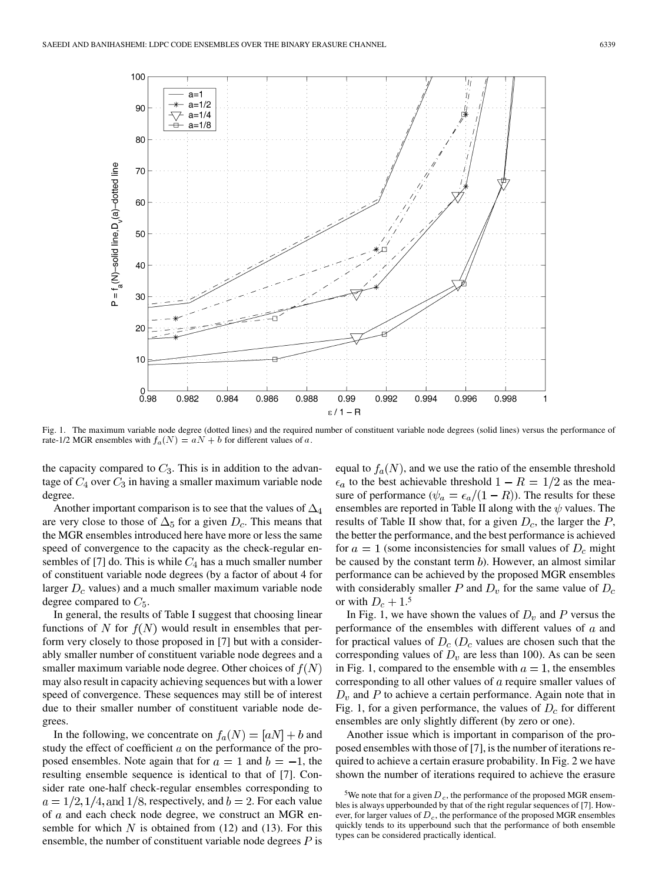Fig. 1. The maximum variable node degree (dotted lines) and the required number of constituent variable node degrees (solid lines) versus the performance of rate-1/2 MGR ensembles with $f_a(N) = aN + b$ for different values of $a$.

the capacity compared to $C_3$. This is in addition to the advantage of $C_4$ over $C_3$ in having a smaller maximum variable node degree.

Another important comparison is to see that the values of $\Delta_4$ are very close to those of $\Delta_5$ for a given $D_c$. This means that the MGR ensembles introduced here have more or less the same speed of convergence to the capacity as the check-regular ensembles of [7] do. This is while $C_4$ has a much smaller number of constituent variable node degrees (by a factor of about 4 for larger $D_c$ values) and a much smaller maximum variable node degree compared to $C_5$.

In general, the results of Table I suggest that choosing linear functions of $N$ for $f(N)$ would result in ensembles that perform very closely to those proposed in [7] but with a considerably smaller number of constituent variable node degrees and a smaller maximum variable node degree. Other choices of $f(N)$ may also result in capacity achieving sequences but with a lower speed of convergence. These sequences may still be of interest due to their smaller number of constituent variable node degrees.

In the following, we concentrate on $f_a(N) = \lceil aN \rceil + b$ and study the effect of coefficient $a$ on the performance of the proposed ensembles. Note again that for $a = 1$ and $b = -1$, the resulting ensemble sequence is identical to that of [7]. Consider rate one-half check-regular ensembles corresponding to $a = 1/2, 1/4,$ and $1/8$, respectively, and $b = 2$. For each value of $a$ and each check node degree, we construct an MGR ensemble for which $N$ is obtained from (12) and (13). For this ensemble, the number of constituent variable node degrees $P$ is equal to $f_a(N)$, and we use the ratio of the ensemble threshold $\epsilon_a$ to the best achievable threshold $1 - R = 1/2$ as the measure of performance ($\psi_a = \epsilon_a/(1 - R)$). The results for these ensembles are reported in Table II along with the $\psi$ values. The results of Table II show that, for a given $D_c$, the larger the $P$, the better the performance, and the best performance is achieved for $a = 1$ (some inconsistencies for small values of $D_c$ might be caused by the constant term $b$). However, an almost similar performance can be achieved by the proposed MGR ensembles with considerably smaller $P$ and $D_v$ for the same value of $D_c$ or with $D_c + 1$.[5]

In Fig. 1, we have shown the values of $D_v$ and $P$ versus the performance of the ensembles with different values of $a$ and for practical values of $D_c$ ($D_c$ values are chosen such that the corresponding values of $D_v$ are less than 100). As can be seen in Fig. 1, compared to the ensemble with $a = 1$, the ensembles corresponding to all other values of $a$ require smaller values of $D_v$ and $P$ to achieve a certain performance. Again note that in Fig. 1, for a given performance, the values of $D_c$ for different ensembles are only slightly different (by zero or one).

Another issue which is important in comparison of the proposed ensembles with those of [7], is the number of iterations required to achieve a certain erasure probability. In Fig. 2 we have shown the number of iterations required to achieve the erasure

[5] We note that for a given $D_c$, the performance of the proposed MGR ensembles is always upperbounded by that of the right regular sequences of [7]. However, for larger values of $D_c$, the performance of the proposed MGR ensembles quickly tends to its upperbound such that the performance of both ensemble types can be considered practically identical.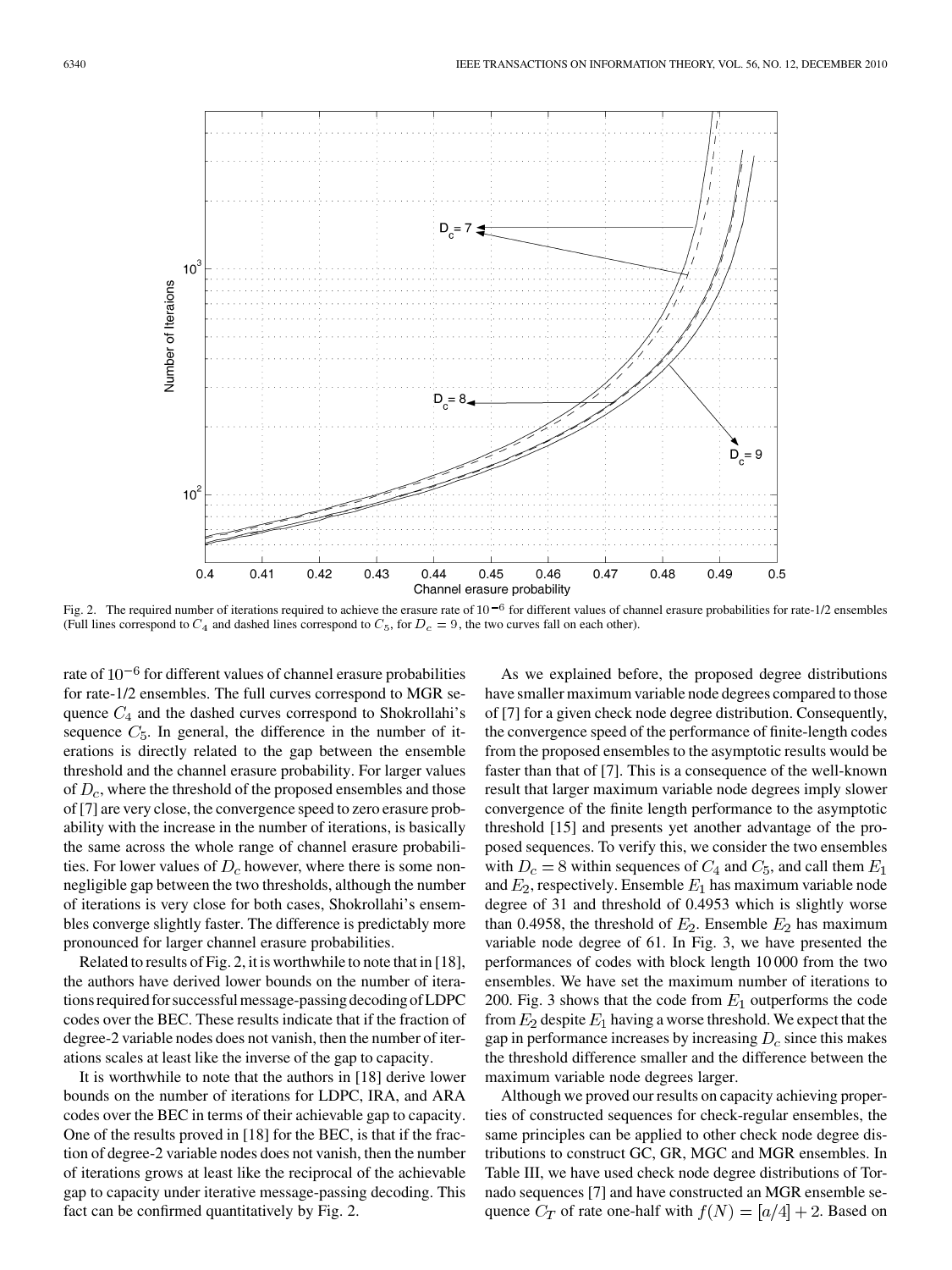Fig. 2. The required number of iterations required to achieve the erasure rate of $10^{-6}$ for different values of channel erasure probabilities for rate-1/2 ensembles (Full lines correspond to $C_4$ and dashed lines correspond to $C_5$, for $D_c = 9$, the two curves fall on each other).

rate of $10^{-6}$ for different values of channel erasure probabilities for rate-1/2 ensembles. The full curves correspond to MGR sequence $C_4$ and the dashed curves correspond to Shokrollahi's sequence $C_5$. In general, the difference in the number of iterations is directly related to the gap between the ensemble threshold and the channel erasure probability. For larger values of $D_c$, where the threshold of the proposed ensembles and those of [7] are very close, the convergence speed to zero erasure probability with the increase in the number of iterations, is basically the same across the whole range of channel erasure probabilities. For lower values of $D_c$ however, where there is some non-negligible gap between the two thresholds, although the number of iterations is very close for both cases, Shokrollahi's ensembles converge slightly faster. The difference is predictably more pronounced for larger channel erasure probabilities.

Related to results of Fig. 2, it is worthwhile to note that in [18], the authors have derived lower bounds on the number of iterations required for successful message-passing decoding of LDPC codes over the BEC. These results indicate that if the fraction of degree-2 variable nodes does not vanish, then the number of iterations scales at least like the inverse of the gap to capacity.

It is worthwhile to note that the authors in [18] derive lower bounds on the number of iterations for LDPC, IRA, and ARA codes over the BEC in terms of their achievable gap to capacity. One of the results proved in [18] for the BEC, is that if the fraction of degree-2 variable nodes does not vanish, then the number of iterations grows at least like the reciprocal of the achievable gap to capacity under iterative message-passing decoding. This fact can be confirmed quantitatively by Fig. 2.

As we explained before, the proposed degree distributions have smaller maximum variable node degrees compared to those of [7] for a given check node degree distribution. Consequently, the convergence speed of the performance of finite-length codes from the proposed ensembles to the asymptotic results would be faster than that of [7]. This is a consequence of the well-known result that larger maximum variable node degrees imply slower convergence of the finite length performance to the asymptotic threshold [15] and presents yet another advantage of the proposed sequences. To verify this, we consider the two ensembles with $D_c = 8$ within sequences of $C_4$ and $C_5$, and call them $E_1$ and $E_2$, respectively. Ensemble $E_1$ has maximum variable node degree of 31 and threshold of 0.4953 which is slightly worse than 0.4958, the threshold of $E_2$. Ensemble $E_2$ has maximum variable node degree of 61. In Fig. 3, we have presented the performances of codes with block length 10 000 from the two ensembles. We have set the maximum number of iterations to 200. Fig. 3 shows that the code from $E_1$ outperforms the code from $E_2$ despite $E_1$ having a worse threshold. We expect that the gap in performance increases by increasing $D_c$ since this makes the threshold difference smaller and the difference between the maximum variable node degrees larger.

Although we proved our results on capacity achieving properties of constructed sequences for check-regular ensembles, the same principles can be applied to other check node degree distributions to construct GC, GR, MGC and MGR ensembles. In Table III, we have used check node degree distributions of Tornado sequences [7] and have constructed an MGR ensemble sequence $C_T$ of rate one-half with $f(N) = \lceil a/4 \rceil + 2$. Based on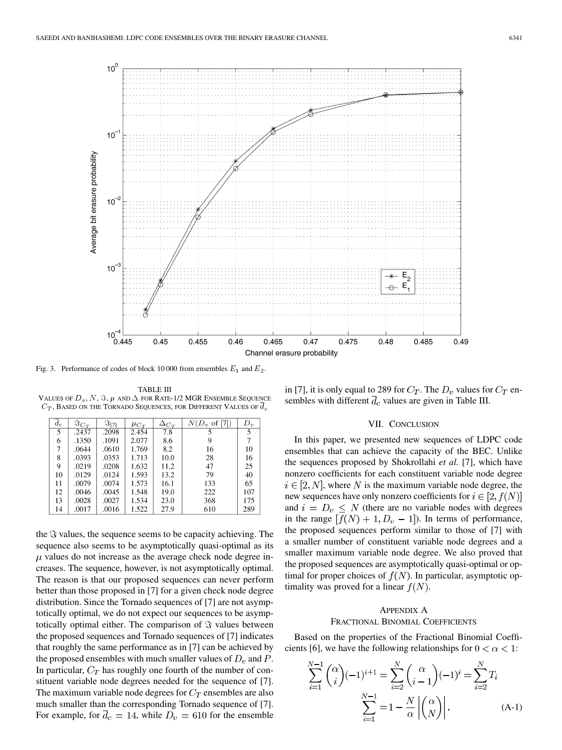Fig. 3. Performance of codes of block 10 000 from ensembles $E_1$ and $E_2$.

TABLE III
VALUES OF $D_v$, $N$, $\Im$, $\mu$ AND $\Delta$ FOR RATE-1/2 MGR ENSEMBLE SEQUENCE $C_T$, BASED ON THE TORNADO SEQUENCES, FOR DIFFERENT VALUES OF $\overline{d}_c$

| $\overline{d}_c$ | $\Im_{C_T}$ | $\Im_{[7]}$ | $\mu_{C_T}$ | $\Delta_{C_T}$ | $N$($D_v$ of [7]) | $D_v$ |
|---|---|---|---|---|---|---|
| 5 | .2437 | .2098 | 2.454 | 7.8 | 5 | 5 |
| 6 | .1350 | .1091 | 2.077 | 8.6 | 9 | 7 |
| 7 | .0644 | .0610 | 1.769 | 8.2 | 16 | 10 |
| 8 | .0393 | .0353 | 1.713 | 10.0 | 28 | 16 |
| 9 | .0219 | .0208 | 1.632 | 11.2 | 47 | 25 |
| 10 | .0129 | .0124 | 1.593 | 13.2 | 79 | 40 |
| 11 | .0079 | .0074 | 1.573 | 16.1 | 133 | 65 |
| 12 | .0046 | .0045 | 1.548 | 19.0 | 222 | 107 |
| 13 | .0028 | .0027 | 1.534 | 23.0 | 368 | 175 |
| 14 | .0017 | .0016 | 1.522 | 27.9 | 610 | 289 |

the $\Im$ values, the sequence seems to be capacity achieving. The sequence also seems to be asymptotically quasi-optimal as its $\mu$ values do not increase as the average check node degree increases. The sequence, however, is not asymptotically optimal. The reason is that our proposed sequences can never perform better than those proposed in [7] for a given check node degree distribution. Since the Tornado sequences of [7] are not asymptotically optimal, we do not expect our sequences to be asymptotically optimal either. The comparison of $\Im$ values between the proposed sequences and Tornado sequences of [7] indicates that roughly the same performance as in [7] can be achieved by the proposed ensembles with much smaller values of $D_v$ and $P$. In particular, $C_T$ has roughly one fourth of the number of constituent variable node degrees needed for the sequence of [7]. The maximum variable node degrees for $C_T$ ensembles are also much smaller than the corresponding Tornado sequence of [7]. For example, for $\overline{d}_c = 14$, while $D_v = 610$ for the ensemble in [7], it is only equal to 289 for $C_T$. The $D_v$ values for $C_T$ ensembles with different $\overline{d}_c$ values are given in Table III.

## VII. Conclusion

In this paper, we presented new sequences of LDPC code ensembles that can achieve the capacity of the BEC. Unlike the sequences proposed by Shokrollahi *et al.* [7], which have nonzero coefficients for each constituent variable node degree $i \in [2, N]$, where $N$ is the maximum variable node degree, the new sequences have only nonzero coefficients for $i \in [2, f(N)]$ and $i = D_v \leq N$ (there are no variable nodes with degrees in the range $[f(N)+1, D_v - 1]$). In terms of performance, the proposed sequences perform similar to those of [7] with a smaller number of constituent variable node degrees and a smaller maximum variable node degree. We also proved that the proposed sequences are asymptotically quasi-optimal or optimal for proper choices of $f(N)$. In particular, asymptotic optimality was proved for a linear $f(N)$.

## Appendix A
## Fractional Binomial Coefficients

Based on the properties of the Fractional Binomial Coefficients [6], we have the following relationships for $0 < \alpha < 1$:

$$\sum_{i=1}^{N-1} \binom{\alpha}{i} (-1)^{i+1} = \sum_{i=2}^{N} \binom{\alpha}{i-1} (-1)^{i} = \sum_{i=2}^{N} T_i$$

$$\sum_{i=1}^{N-1} = 1 - \frac{N}{\alpha} \left| \binom{\alpha}{N} \right|. \tag{A-1}$$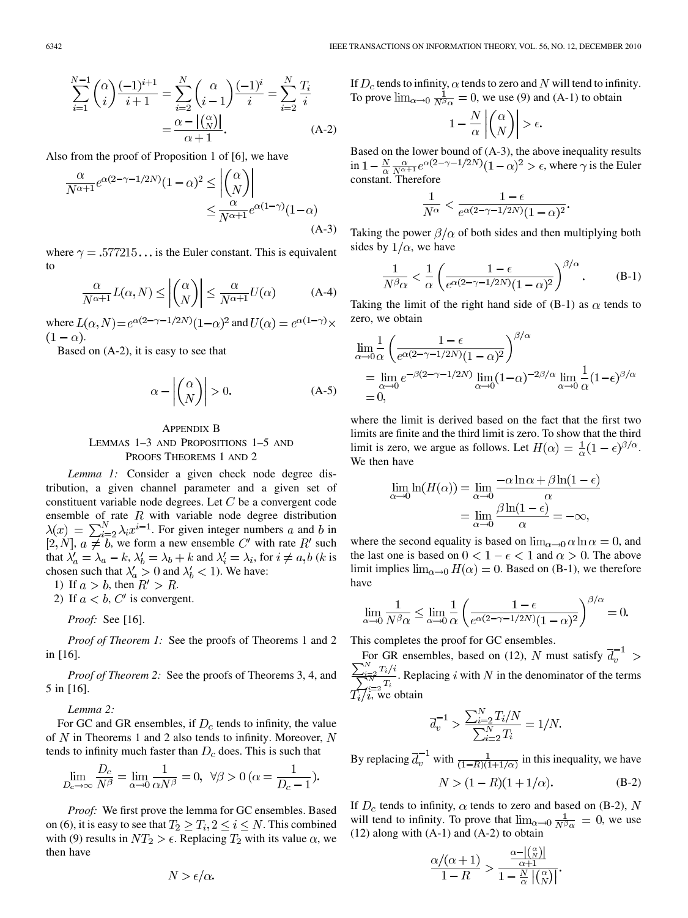$$\sum_{i=1}^{N-1} \binom{\alpha}{i} \frac{(-1)^{i+1}}{i+1} = \sum_{i=2}^{N} \binom{\alpha}{i-1} \frac{(-1)^{i}}{i} = \sum_{i=2}^{N} \frac{T_i}{i} = \frac{\alpha - \left|\binom{\alpha}{N}\right|}{\alpha+1}. \tag{A-2}$$

Also from the proof of Proposition 1 of [6], we have

$$\frac{\alpha}{N^{\alpha+1}} e^{\alpha(2-\gamma-1/2N)}(1-\alpha)^2 \leq \left|\binom{\alpha}{N}\right| \leq \frac{\alpha}{N^{\alpha+1}} e^{\alpha(1-\gamma)}(1-\alpha) \tag{A-3}$$

where $\gamma = .577215\ldots$ is the Euler constant. This is equivalent to

$$\frac{\alpha}{N^{\alpha+1}} L(\alpha, N) \leq \left|\binom{\alpha}{N}\right| \leq \frac{\alpha}{N^{\alpha+1}} U(\alpha) \tag{A-4}$$

where $L(\alpha,N) = e^{\alpha(2-\gamma-1/2N)}(1-\alpha)^2$ and $U(\alpha) = e^{\alpha(1-\gamma)} \times (1-\alpha)$.

Based on (A-2), it is easy to see that

$$\alpha - \left|\binom{\alpha}{N}\right| > 0. \tag{A-5}$$

## Appendix B
## Lemmas 1–3 and Propositions 1–5 and Proofs Theorems 1 and 2

*Lemma 1:* Consider a given check node degree distribution, a given channel parameter and a given set of constituent variable node degrees. Let $C$ be a convergent code ensemble of rate $R$ with variable node degree distribution $\lambda(x) = \sum_{i=2}^{N} \lambda_i x^{i-1}$. For given integer numbers $a$ and $b$ in $[2, N]$, $a \neq b$, we form a new ensemble $C'$ with rate $R'$ such that $\lambda'_a = \lambda_a - k$, $\lambda'_b = \lambda_b + k$ and $\lambda'_i = \lambda_i$, for $i \neq a, b$ ($k$ is chosen such that $\lambda'_a > 0$ and $\lambda'_b < 1$). We have:

1) If $a > b$, then $R' > R$.
2) If $a < b$, $C'$ is convergent.

*Proof:* See [16].

*Proof of Theorem 1:* See the proofs of Theorems 1 and 2 in [16].

*Proof of Theorem 2:* See the proofs of Theorems 3, 4, and 5 in [16].

*Lemma 2:*
For GC and GR ensembles, if $D_c$ tends to infinity, the value of $N$ in Theorems 1 and 2 also tends to infinity. Moreover, $N$ tends to infinity much faster than $D_c$ does. This is such that

$$\lim_{D_c \to \infty} \frac{D_c}{N^\beta} = \lim_{\alpha \to 0} \frac{1}{\alpha N^\beta} = 0, \;\; \forall \beta > 0 \; (\alpha = \frac{1}{D_c - 1}).$$

*Proof:* We first prove the lemma for GC ensembles. Based on (6), it is easy to see that $T_2 \geq T_i, 2 \leq i \leq N$. This combined with (9) results in $NT_2 > \epsilon$. Replacing $T_2$ with its value $\alpha$, we then have

$$N > \epsilon/\alpha.$$

If $D_c$ tends to infinity, $\alpha$ tends to zero and $N$ will tend to infinity. To prove $\lim_{\alpha \to 0} \frac{1}{N^\beta \alpha} = 0$, we use (9) and (A-1) to obtain

$$1 - \frac{N}{\alpha}\left|\binom{\alpha}{N}\right| > \epsilon.$$

Based on the lower bound of (A-3), the above inequality results in $1 - \frac{N}{\alpha} \frac{\alpha}{N^{\alpha+1}} e^{\alpha(2-\gamma-1/2N)}(1-\alpha)^2 > \epsilon$, where $\gamma$ is the Euler constant. Therefore

$$\frac{1}{N^\alpha} < \frac{1-\epsilon}{e^{\alpha(2-\gamma-1/2N)}(1-\alpha)^2}.$$

Taking the power $\beta/\alpha$ of both sides and then multiplying both sides by $1/\alpha$, we have

$$\frac{1}{N^\beta \alpha} < \frac{1}{\alpha}\left(\frac{1-\epsilon}{e^{\alpha(2-\gamma-1/2N)}(1-\alpha)^2}\right)^{\beta/\alpha}. \tag{B-1}$$

Taking the limit of the right hand side of (B-1) as $\alpha$ tends to zero, we obtain

$$\begin{aligned}
&\lim_{\alpha \to 0} \frac{1}{\alpha}\left(\frac{1-\epsilon}{e^{\alpha(2-\gamma-1/2N)}(1-\alpha)^2}\right)^{\beta/\alpha} \\
&= \lim_{\alpha \to 0} e^{-\beta(2-\gamma-1/2N)} \lim_{\alpha \to 0} (1-\alpha)^{-2\beta/\alpha} \lim_{\alpha \to 0} \frac{1}{\alpha}(1-\epsilon)^{\beta/\alpha} \\
&= 0,
\end{aligned}$$

where the limit is derived based on the fact that the first two limits are finite and the third limit is zero. To show that the third limit is zero, we argue as follows. Let $H(\alpha) = \frac{1}{\alpha}(1-\epsilon)^{\beta/\alpha}$. We then have

$$\begin{aligned}
\lim_{\alpha \to 0} \ln(H(\alpha)) &= \lim_{\alpha \to 0} \frac{-\alpha \ln \alpha + \beta \ln(1-\epsilon)}{\alpha} \\
&= \lim_{\alpha \to 0} \frac{\beta \ln(1-\epsilon)}{\alpha} = -\infty,
\end{aligned}$$

where the second equality is based on $\lim_{\alpha \to 0} \alpha \ln \alpha = 0$, and the last one is based on $0 < 1 - \epsilon < 1$ and $\alpha > 0$. The above limit implies $\lim_{\alpha \to 0} H(\alpha) = 0$. Based on (B-1), we therefore have

$$\lim_{\alpha \to 0} \frac{1}{N^\beta \alpha} \leq \lim_{\alpha \to 0} \frac{1}{\alpha}\left(\frac{1-\epsilon}{e^{\alpha(2-\gamma-1/2N)}(1-\alpha)^2}\right)^{\beta/\alpha} = 0.$$

This completes the proof for GC ensembles.

For GR ensembles, based on (12), $N$ must satisfy $\overline{d}_v^{-1} > \frac{\sum_{i=2}^{N} T_i/i}{\sum_{i=2}^{N} T_i}$. Replacing $i$ with $N$ in the denominator of the terms $T_i/i$, we obtain

$$\overline{d}_v^{-1} > \frac{\sum_{i=2}^{N} T_i/N}{\sum_{i=2}^{N} T_i} = 1/N.$$

By replacing $\overline{d}_v^{-1}$ with $\frac{1}{(1-R)(1+1/\alpha)}$ in this inequality, we have

$$N > (1-R)(1+1/\alpha). \tag{B-2}$$

If $D_c$ tends to infinity, $\alpha$ tends to zero and based on (B-2), $N$ will tend to infinity. To prove that $\lim_{\alpha \to 0} \frac{1}{N^\beta \alpha} = 0$, we use (12) along with (A-1) and (A-2) to obtain

$$\frac{\alpha/(\alpha+1)}{1-R} > \frac{\frac{\alpha - \left|\binom{\alpha}{N}\right|}{\alpha+1}}{1 - \frac{N}{\alpha}\left|\binom{\alpha}{N}\right|}.$$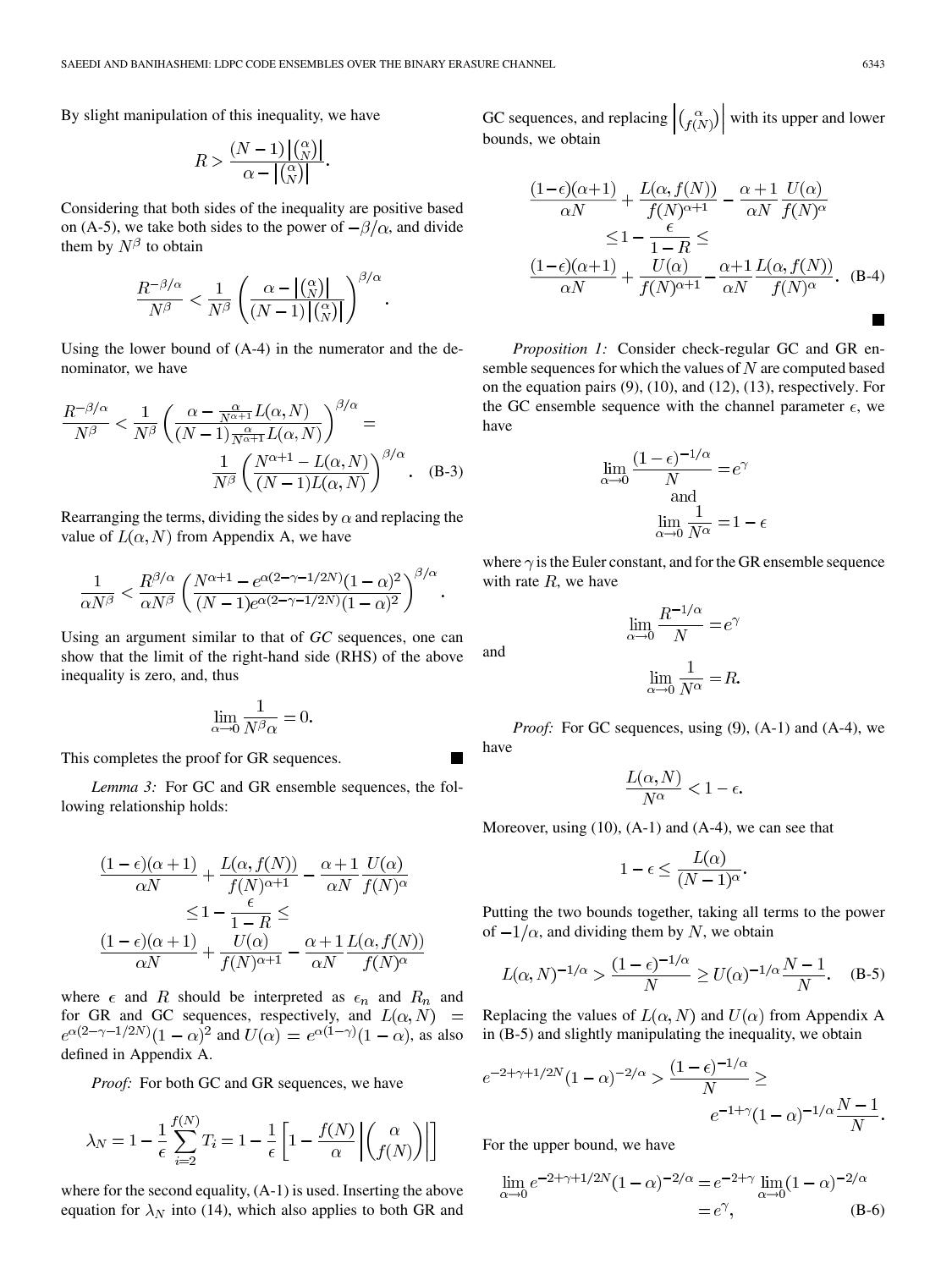By slight manipulation of this inequality, we have

$$R > \frac{(N-1)\left|\binom{\alpha}{N}\right|}{\alpha - \left|\binom{\alpha}{N}\right|}.$$

Considering that both sides of the inequality are positive based on (A-5), we take both sides to the power of $-\beta/\alpha$, and divide them by $N^\beta$ to obtain

$$\frac{R^{-\beta/\alpha}}{N^\beta} < \frac{1}{N^\beta}\left(\frac{\alpha - \left|\binom{\alpha}{N}\right|}{(N-1)\left|\binom{\alpha}{N}\right|}\right)^{\beta/\alpha}.$$

Using the lower bound of (A-4) in the numerator and the denominator, we have

$$\frac{R^{-\beta/\alpha}}{N^\beta} < \frac{1}{N^\beta}\left(\frac{\alpha - \frac{\alpha}{N^{\alpha+1}}L(\alpha,N)}{(N-1)\frac{\alpha}{N^{\alpha+1}}L(\alpha,N)}\right)^{\beta/\alpha} = \frac{1}{N^\beta}\left(\frac{N^{\alpha+1} - L(\alpha,N)}{(N-1)L(\alpha,N)}\right)^{\beta/\alpha}. \quad \text{(B-3)}$$

Rearranging the terms, dividing the sides by $\alpha$ and replacing the value of $L(\alpha,N)$ from Appendix A, we have

$$\frac{1}{\alpha N^\beta} < \frac{R^{\beta/\alpha}}{\alpha N^\beta}\left(\frac{N^{\alpha+1} - e^{\alpha(2-\gamma-1/2N)}(1-\alpha)^2}{(N-1)e^{\alpha(2-\gamma-1/2N)}(1-\alpha)^2}\right)^{\beta/\alpha}.$$

Using an argument similar to that of *GC* sequences, one can show that the limit of the right-hand side (RHS) of the above inequality is zero, and, thus

$$\lim_{\alpha\to 0}\frac{1}{N^\beta \alpha} = 0.$$

This completes the proof for GR sequences. ∎

*Lemma 3:* For GC and GR ensemble sequences, the following relationship holds:

$$\frac{(1-\epsilon)(\alpha+1)}{\alpha N} + \frac{L(\alpha,f(N))}{f(N)^{\alpha+1}} - \frac{\alpha+1}{\alpha N}\frac{U(\alpha)}{f(N)^\alpha} \le 1 - \frac{\epsilon}{1-R} \le \frac{(1-\epsilon)(\alpha+1)}{\alpha N} + \frac{U(\alpha)}{f(N)^{\alpha+1}} - \frac{\alpha+1}{\alpha N}\frac{L(\alpha,f(N))}{f(N)^\alpha}$$

where $\epsilon$ and $R$ should be interpreted as $\epsilon_n$ and $R_n$ and for GR and GC sequences, respectively, and $L(\alpha,N) = e^{\alpha(2-\gamma-1/2N)}(1-\alpha)^2$ and $U(\alpha) = e^{\alpha(1-\gamma)}(1-\alpha)$, as also defined in Appendix A.

*Proof:* For both GC and GR sequences, we have

$$\lambda_N = 1 - \frac{1}{\epsilon}\sum_{i=2}^{f(N)} T_i = 1 - \frac{1}{\epsilon}\left[1 - \frac{f(N)}{\alpha}\left|\binom{\alpha}{f(N)}\right|\right]$$

where for the second equality, (A-1) is used. Inserting the above equation for $\lambda_N$ into (14), which also applies to both GR and GC sequences, and replacing $\left|\binom{\alpha}{f(N)}\right|$ with its upper and lower bounds, we obtain

$$\frac{(1-\epsilon)(\alpha+1)}{\alpha N} + \frac{L(\alpha,f(N))}{f(N)^{\alpha+1}} - \frac{\alpha+1}{\alpha N}\frac{U(\alpha)}{f(N)^\alpha} \le 1 - \frac{\epsilon}{1-R} \le \frac{(1-\epsilon)(\alpha+1)}{\alpha N} + \frac{U(\alpha)}{f(N)^{\alpha+1}} - \frac{\alpha+1}{\alpha N}\frac{L(\alpha,f(N))}{f(N)^\alpha}. \quad \text{(B-4)}$$

∎

*Proposition 1:* Consider check-regular GC and GR ensemble sequences for which the values of $N$ are computed based on the equation pairs (9), (10), and (12), (13), respectively. For the GC ensemble sequence with the channel parameter $\epsilon$, we have

$$\lim_{\alpha\to 0}\frac{(1-\epsilon)^{-1/\alpha}}{N} = e^\gamma \quad \text{and} \quad \lim_{\alpha\to 0}\frac{1}{N^\alpha} = 1-\epsilon$$

where $\gamma$ is the Euler constant, and for the GR ensemble sequence with rate $R$, we have

$$\lim_{\alpha\to 0}\frac{R^{-1/\alpha}}{N} = e^\gamma$$

and

$$\lim_{\alpha\to 0}\frac{1}{N^\alpha} = R.$$

*Proof:* For GC sequences, using (9), (A-1) and (A-4), we have

$$\frac{L(\alpha,N)}{N^\alpha} < 1-\epsilon.$$

Moreover, using (10), (A-1) and (A-4), we can see that

$$1-\epsilon \le \frac{L(\alpha)}{(N-1)^\alpha}.$$

Putting the two bounds together, taking all terms to the power of $-1/\alpha$, and dividing them by $N$, we obtain

$$L(\alpha,N)^{-1/\alpha} > \frac{(1-\epsilon)^{-1/\alpha}}{N} \ge U(\alpha)^{-1/\alpha}\frac{N-1}{N}. \quad \text{(B-5)}$$

Replacing the values of $L(\alpha,N)$ and $U(\alpha)$ from Appendix A in (B-5) and slightly manipulating the inequality, we obtain

$$e^{-2+\gamma+1/2N}(1-\alpha)^{-2/\alpha} > \frac{(1-\epsilon)^{-1/\alpha}}{N} \ge e^{-1+\gamma}(1-\alpha)^{-1/\alpha}\frac{N-1}{N}.$$

For the upper bound, we have

$$\lim_{\alpha\to 0} e^{-2+\gamma+1/2N}(1-\alpha)^{-2/\alpha} = e^{-2+\gamma}\lim_{\alpha\to 0}(1-\alpha)^{-2/\alpha} = e^\gamma, \quad \text{(B-6)}$$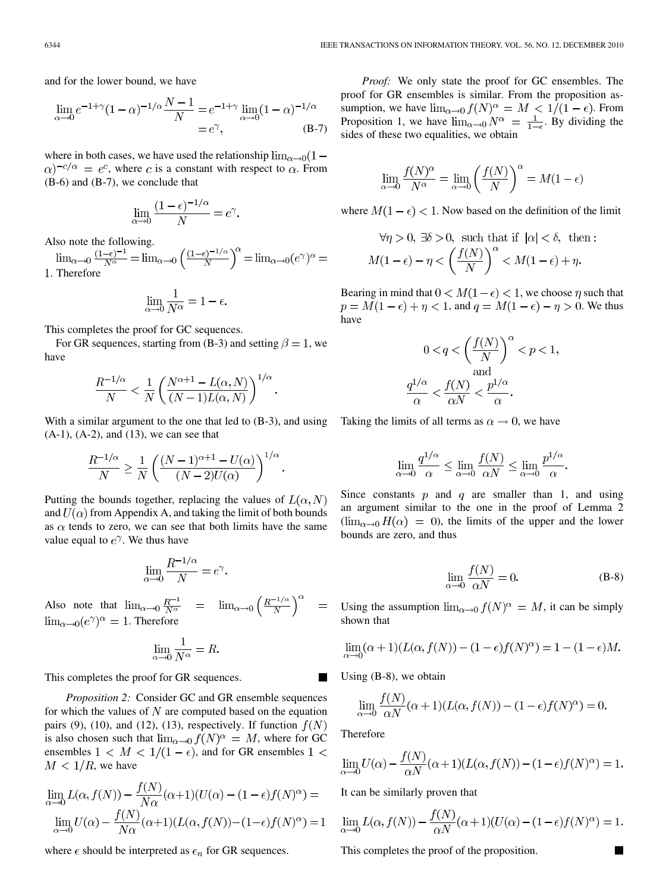and for the lower bound, we have

$$\lim_{\alpha\to 0} e^{-1+\gamma}(1-\alpha)^{-1/\alpha}\frac{N-1}{N} = e^{-1+\gamma}\lim_{\alpha\to 0}(1-\alpha)^{-1/\alpha} = e^{\gamma}, \tag{B-7}$$

where in both cases, we have used the relationship $\lim_{\alpha\to 0}(1-\alpha)^{-c/\alpha} = e^{c}$, where $c$ is a constant with respect to $\alpha$. From (B-6) and (B-7), we conclude that

$$\lim_{\alpha\to 0}\frac{(1-\epsilon)^{-1/\alpha}}{N} = e^{\gamma}.$$

Also note the following.
$\lim_{\alpha\to 0}\frac{(1-\epsilon)^{-1}}{N^{\alpha}} = \lim_{\alpha\to 0}\left(\frac{(1-\epsilon)^{-1/\alpha}}{N}\right)^{\alpha} = \lim_{\alpha\to 0}(e^{\gamma})^{\alpha} = 1$. Therefore

$$\lim_{\alpha\to 0}\frac{1}{N^{\alpha}} = 1-\epsilon.$$

This completes the proof for GC sequences.

For GR sequences, starting from (B-3) and setting $\beta = 1$, we have

$$\frac{R^{-1/\alpha}}{N} < \frac{1}{N}\left(\frac{N^{\alpha+1}-L(\alpha,N)}{(N-1)L(\alpha,N)}\right)^{1/\alpha}.$$

With a similar argument to the one that led to (B-3), and using (A-1), (A-2), and (13), we can see that

$$\frac{R^{-1/\alpha}}{N} \geq \frac{1}{N}\left(\frac{(N-1)^{\alpha+1}-U(\alpha)}{(N-2)U(\alpha)}\right)^{1/\alpha}.$$

Putting the bounds together, replacing the values of $L(\alpha,N)$ and $U(\alpha)$ from Appendix A, and taking the limit of both bounds as $\alpha$ tends to zero, we can see that both limits have the same value equal to $e^{\gamma}$. We thus have

$$\lim_{\alpha\to 0}\frac{R^{-1/\alpha}}{N} = e^{\gamma}.$$

Also note that $\lim_{\alpha\to 0}\frac{R^{-1}}{N^{\alpha}} = \lim_{\alpha\to 0}\left(\frac{R^{-1/\alpha}}{N}\right)^{\alpha} = \lim_{\alpha\to 0}(e^{\gamma})^{\alpha} = 1$. Therefore

$$\lim_{\alpha\to 0}\frac{1}{N^{\alpha}} = R.$$

This completes the proof for GR sequences. ■

*Proposition 2:* Consider GC and GR ensemble sequences for which the values of $N$ are computed based on the equation pairs (9), (10), and (12), (13), respectively. If function $f(N)$ is also chosen such that $\lim_{\alpha\to 0} f(N)^{\alpha} = M$, where for GC ensembles $1 < M < 1/(1-\epsilon)$, and for GR ensembles $1 < M < 1/R$, we have

$$\lim_{\alpha\to 0} L(\alpha,f(N)) - \frac{f(N)}{N\alpha}(\alpha+1)(U(\alpha)-(1-\epsilon)f(N)^{\alpha}) = \lim_{\alpha\to 0} U(\alpha) - \frac{f(N)}{N\alpha}(\alpha+1)(L(\alpha,f(N))-(1-\epsilon)f(N)^{\alpha}) = 1$$

where $\epsilon$ should be interpreted as $\epsilon_n$ for GR sequences.

*Proof:* We only state the proof for GC ensembles. The proof for GR ensembles is similar. From the proposition assumption, we have $\lim_{\alpha\to 0} f(N)^{\alpha} = M < 1/(1-\epsilon)$. From Proposition 1, we have $\lim_{\alpha\to 0} N^{\alpha} = \frac{1}{1-\epsilon}$. By dividing the sides of these two equalities, we obtain

$$\lim_{\alpha\to 0}\frac{f(N)^{\alpha}}{N^{\alpha}} = \lim_{\alpha\to 0}\left(\frac{f(N)}{N}\right)^{\alpha} = M(1-\epsilon)$$

where $M(1-\epsilon) < 1$. Now based on the definition of the limit

$$\forall\eta > 0,\ \exists\delta > 0,\ \text{ such that if } |\alpha| < \delta,\ \text{ then}:$$
$$M(1-\epsilon)-\eta < \left(\frac{f(N)}{N}\right)^{\alpha} < M(1-\epsilon)+\eta.$$

Bearing in mind that $0 < M(1-\epsilon) < 1$, we choose $\eta$ such that $p = M(1-\epsilon)+\eta < 1$, and $q = M(1-\epsilon)-\eta > 0$. We thus have

$$0 < q < \left(\frac{f(N)}{N}\right)^{\alpha} < p < 1,$$
$$\text{and}$$
$$\frac{q^{1/\alpha}}{\alpha} < \frac{f(N)}{\alpha N} < \frac{p^{1/\alpha}}{\alpha}.$$

Taking the limits of all terms as $\alpha\to 0$, we have

$$\lim_{\alpha\to 0}\frac{q^{1/\alpha}}{\alpha} \leq \lim_{\alpha\to 0}\frac{f(N)}{\alpha N} \leq \lim_{\alpha\to 0}\frac{p^{1/\alpha}}{\alpha}.$$

Since constants $p$ and $q$ are smaller than 1, and using an argument similar to the one in the proof of Lemma 2 ($\lim_{\alpha\to 0} H(\alpha) = 0$), the limits of the upper and the lower bounds are zero, and thus

$$\lim_{\alpha\to 0}\frac{f(N)}{\alpha N} = 0. \tag{B-8}$$

Using the assumption $\lim_{\alpha\to 0} f(N)^{\alpha} = M$, it can be simply shown that

$$\lim_{\alpha\to 0}(\alpha+1)(L(\alpha,f(N))-(1-\epsilon)f(N)^{\alpha}) = 1-(1-\epsilon)M.$$

Using (B-8), we obtain

$$\lim_{\alpha\to 0}\frac{f(N)}{\alpha N}(\alpha+1)(L(\alpha,f(N))-(1-\epsilon)f(N)^{\alpha}) = 0.$$

Therefore

$$\lim_{\alpha\to 0} U(\alpha) - \frac{f(N)}{\alpha N}(\alpha+1)(L(\alpha,f(N))-(1-\epsilon)f(N)^{\alpha}) = 1.$$

It can be similarly proven that

$$\lim_{\alpha\to 0} L(\alpha,f(N)) - \frac{f(N)}{\alpha N}(\alpha+1)(U(\alpha)-(1-\epsilon)f(N)^{\alpha}) = 1.$$

This completes the proof of the proposition. ■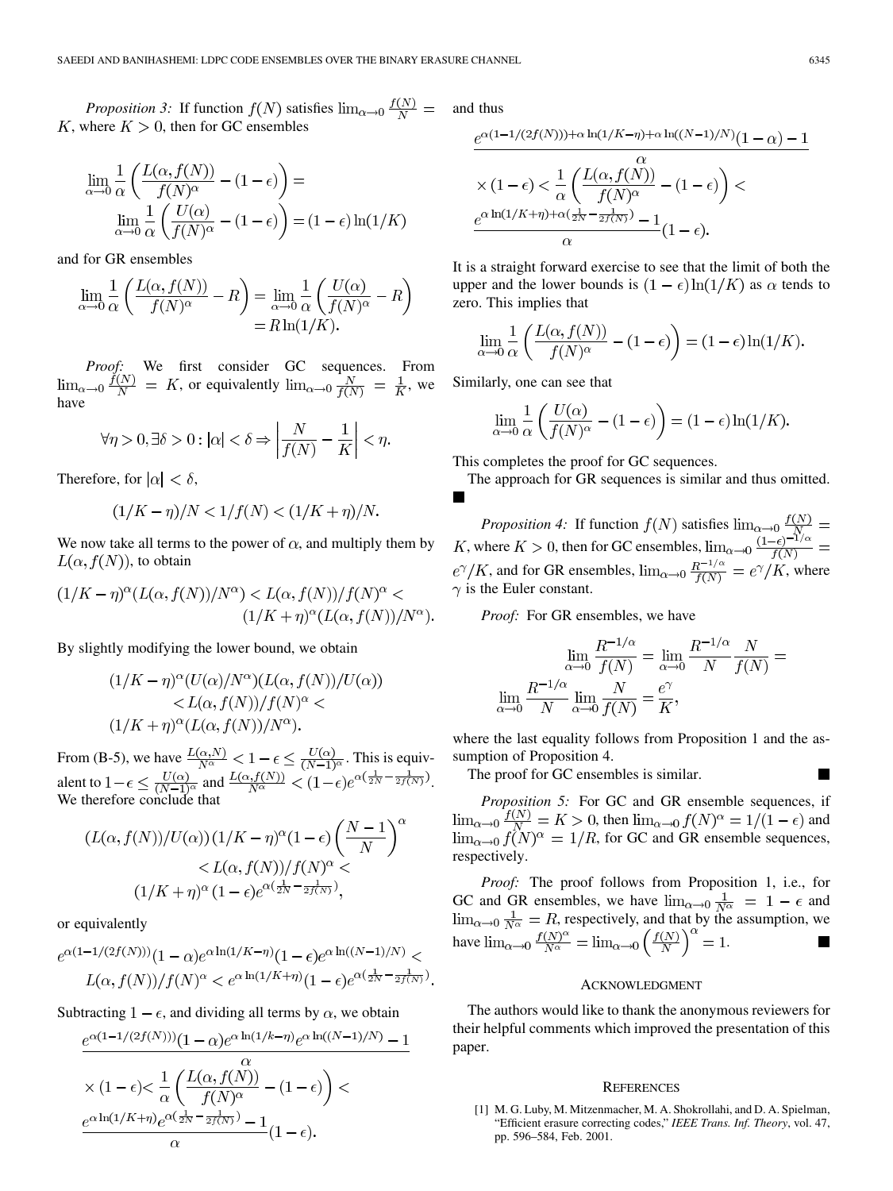*Proposition 3:* If function $f(N)$ satisfies $\lim_{\alpha\to 0}\frac{f(N)}{N} = K$, where $K > 0$, then for GC ensembles

$$\lim_{\alpha\to 0}\frac{1}{\alpha}\left(\frac{L(\alpha, f(N))}{f(N)^{\alpha}} - (1-\epsilon)\right) = \lim_{\alpha\to 0}\frac{1}{\alpha}\left(\frac{U(\alpha)}{f(N)^{\alpha}} - (1-\epsilon)\right) = (1-\epsilon)\ln(1/K)$$

and for GR ensembles

$$\lim_{\alpha\to 0}\frac{1}{\alpha}\left(\frac{L(\alpha, f(N))}{f(N)^{\alpha}} - R\right) = \lim_{\alpha\to 0}\frac{1}{\alpha}\left(\frac{U(\alpha)}{f(N)^{\alpha}} - R\right) = R\ln(1/K).$$

*Proof:* We first consider GC sequences. From $\lim_{\alpha\to 0}\frac{f(N)}{N} = K$, or equivalently $\lim_{\alpha\to 0}\frac{N}{f(N)} = \frac{1}{K}$, we have

$$\forall \eta > 0, \exists \delta > 0 : |\alpha| < \delta \Rightarrow \left|\frac{N}{f(N)} - \frac{1}{K}\right| < \eta.$$

Therefore, for $|\alpha| < \delta$,

$$(1/K - \eta)/N < 1/f(N) < (1/K + \eta)/N.$$

We now take all terms to the power of $\alpha$, and multiply them by $L(\alpha, f(N))$, to obtain

$$(1/K-\eta)^{\alpha}(L(\alpha, f(N))/N^{\alpha}) < L(\alpha, f(N))/f(N)^{\alpha} < (1/K+\eta)^{\alpha}(L(\alpha, f(N))/N^{\alpha}).$$

By slightly modifying the lower bound, we obtain

$$(1/K-\eta)^{\alpha}(U(\alpha)/N^{\alpha})(L(\alpha, f(N))/U(\alpha)) < L(\alpha, f(N))/f(N)^{\alpha} < (1/K+\eta)^{\alpha}(L(\alpha, f(N))/N^{\alpha}).$$

From (B-5), we have $\frac{L(\alpha,N)}{N^{\alpha}} < 1-\epsilon \le \frac{U(\alpha)}{(N-1)^{\alpha}}$. This is equivalent to $1-\epsilon \le \frac{U(\alpha)}{(N-1)^{\alpha}}$ and $\frac{L(\alpha,f(N))}{N^{\alpha}} < (1-\epsilon)e^{\alpha(\frac{1}{2N} - \frac{1}{2f(N)})}$. We therefore conclude that

$$(L(\alpha, f(N))/U(\alpha))\,(1/K-\eta)^{\alpha}(1-\epsilon)\left(\frac{N-1}{N}\right)^{\alpha} < L(\alpha, f(N))/f(N)^{\alpha} < (1/K+\eta)^{\alpha}\,(1-\epsilon)e^{\alpha(\frac{1}{2N} - \frac{1}{2f(N)})},$$

or equivalently

$$e^{\alpha(1-1/(2f(N)))}(1-\alpha)e^{\alpha\ln(1/K-\eta)}(1-\epsilon)e^{\alpha\ln((N-1)/N)} < L(\alpha, f(N))/f(N)^{\alpha} < e^{\alpha\ln(1/K+\eta)}(1-\epsilon)e^{\alpha(\frac{1}{2N} - \frac{1}{2f(N)})}.$$

Subtracting $1-\epsilon$, and dividing all terms by $\alpha$, we obtain

$$\frac{e^{\alpha(1-1/(2f(N)))}(1-\alpha)e^{\alpha\ln(1/k-\eta)}e^{\alpha\ln((N-1)/N)} - 1}{\alpha} \times (1-\epsilon) < \frac{1}{\alpha}\left(\frac{L(\alpha, f(N))}{f(N)^{\alpha}} - (1-\epsilon)\right) < \frac{e^{\alpha\ln(1/K+\eta)}e^{\alpha(\frac{1}{2N} - \frac{1}{2f(N)})} - 1}{\alpha}(1-\epsilon).$$

and thus

$$\frac{e^{\alpha(1-1/(2f(N)))+\alpha\ln(1/K-\eta)+\alpha\ln((N-1)/N)}(1-\alpha) - 1}{\alpha} \times (1-\epsilon) < \frac{1}{\alpha}\left(\frac{L(\alpha, f(N))}{f(N)^{\alpha}} - (1-\epsilon)\right) < \frac{e^{\alpha\ln(1/K+\eta)+\alpha(\frac{1}{2N} - \frac{1}{2f(N)})} - 1}{\alpha}(1-\epsilon).$$

It is a straight forward exercise to see that the limit of both the upper and the lower bounds is $(1-\epsilon)\ln(1/K)$ as $\alpha$ tends to zero. This implies that

$$\lim_{\alpha\to 0}\frac{1}{\alpha}\left(\frac{L(\alpha, f(N))}{f(N)^{\alpha}} - (1-\epsilon)\right) = (1-\epsilon)\ln(1/K).$$

Similarly, one can see that

$$\lim_{\alpha\to 0}\frac{1}{\alpha}\left(\frac{U(\alpha)}{f(N)^{\alpha}} - (1-\epsilon)\right) = (1-\epsilon)\ln(1/K).$$

This completes the proof for GC sequences.

The approach for GR sequences is similar and thus omitted. ■

*Proposition 4:* If function $f(N)$ satisfies $\lim_{\alpha\to 0}\frac{f(N)}{N} = K$, where $K > 0$, then for GC ensembles, $\lim_{\alpha\to 0}\frac{(1-\epsilon)^{-1/\alpha}}{f(N)} = e^{\gamma}/K$, and for GR ensembles, $\lim_{\alpha\to 0}\frac{R^{-1/\alpha}}{f(N)} = e^{\gamma}/K$, where $\gamma$ is the Euler constant.

*Proof:* For GR ensembles, we have

$$\lim_{\alpha\to 0}\frac{R^{-1/\alpha}}{f(N)} = \lim_{\alpha\to 0}\frac{R^{-1/\alpha}}{N}\frac{N}{f(N)} = \lim_{\alpha\to 0}\frac{R^{-1/\alpha}}{N}\lim_{\alpha\to 0}\frac{N}{f(N)} = \frac{e^{\gamma}}{K},$$

where the last equality follows from Proposition 1 and the assumption of Proposition 4.

The proof for GC ensembles is similar. ■

*Proposition 5:* For GC and GR ensemble sequences, if $\lim_{\alpha\to 0}\frac{f(N)}{N} = K > 0$, then $\lim_{\alpha\to 0} f(N)^{\alpha} = 1/(1-\epsilon)$ and $\lim_{\alpha\to 0} f(N)^{\alpha} = 1/R$, for GC and GR ensemble sequences, respectively.

*Proof:* The proof follows from Proposition 1, i.e., for GC and GR ensembles, we have $\lim_{\alpha\to 0}\frac{1}{N^{\alpha}} = 1-\epsilon$ and $\lim_{\alpha\to 0}\frac{1}{N^{\alpha}} = R$, respectively, and that by the assumption, we have $\lim_{\alpha\to 0}\frac{f(N)^{\alpha}}{N^{\alpha}} = \lim_{\alpha\to 0}\left(\frac{f(N)}{N}\right)^{\alpha} = 1$. ■

## Acknowledgment

The authors would like to thank the anonymous reviewers for their helpful comments which improved the presentation of this paper.

## References

[1] M. G. Luby, M. Mitzenmacher, M. A. Shokrollahi, and D. A. Spielman, "Efficient erasure correcting codes," *IEEE Trans. Inf. Theory*, vol. 47, pp. 596–584, Feb. 2001.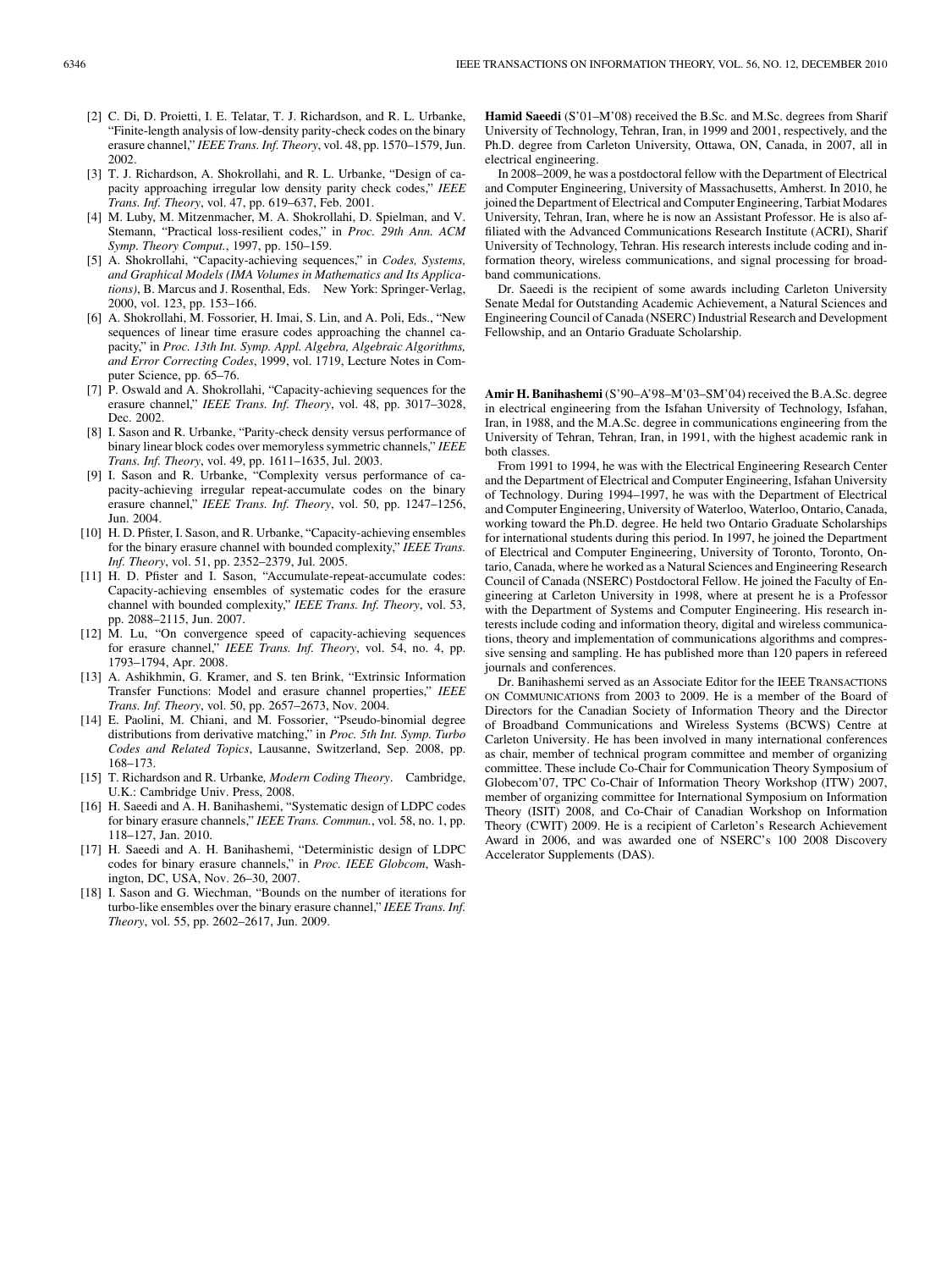[2] C. Di, D. Proietti, I. E. Telatar, T. J. Richardson, and R. L. Urbanke, "Finite-length analysis of low-density parity-check codes on the binary erasure channel," *IEEE Trans. Inf. Theory*, vol. 48, pp. 1570–1579, Jun. 2002.

[3] T. J. Richardson, A. Shokrollahi, and R. L. Urbanke, "Design of capacity approaching irregular low density parity check codes," *IEEE Trans. Inf. Theory*, vol. 47, pp. 619–637, Feb. 2001.

[4] M. Luby, M. Mitzenmacher, M. A. Shokrollahi, D. Spielman, and V. Stemann, "Practical loss-resilient codes," in *Proc. 29th Ann. ACM Symp. Theory Comput.*, 1997, pp. 150–159.

[5] A. Shokrollahi, "Capacity-achieving sequences," in *Codes, Systems, and Graphical Models (IMA Volumes in Mathematics and Its Applications)*, B. Marcus and J. Rosenthal, Eds. New York: Springer-Verlag, 2000, vol. 123, pp. 153–166.

[6] A. Shokrollahi, M. Fossorier, H. Imai, S. Lin, and A. Poli, Eds., "New sequences of linear time erasure codes approaching the channel capacity," in *Proc. 13th Int. Symp. Appl. Algebra, Algebraic Algorithms, and Error Correcting Codes*, 1999, vol. 1719, Lecture Notes in Computer Science, pp. 65–76.

[7] P. Oswald and A. Shokrollahi, "Capacity-achieving sequences for the erasure channel," *IEEE Trans. Inf. Theory*, vol. 48, pp. 3017–3028, Dec. 2002.

[8] I. Sason and R. Urbanke, "Parity-check density versus performance of binary linear block codes over memoryless symmetric channels," *IEEE Trans. Inf. Theory*, vol. 49, pp. 1611–1635, Jul. 2003.

[9] I. Sason and R. Urbanke, "Complexity versus performance of capacity-achieving irregular repeat-accumulate codes on the binary erasure channel," *IEEE Trans. Inf. Theory*, vol. 50, pp. 1247–1256, Jun. 2004.

[10] H. D. Pfister, I. Sason, and R. Urbanke, "Capacity-achieving ensembles for the binary erasure channel with bounded complexity," *IEEE Trans. Inf. Theory*, vol. 51, pp. 2352–2379, Jul. 2005.

[11] H. D. Pfister and I. Sason, "Accumulate-repeat-accumulate codes: Capacity-achieving ensembles of systematic codes for the erasure channel with bounded complexity," *IEEE Trans. Inf. Theory*, vol. 53, pp. 2088–2115, Jun. 2007.

[12] M. Lu, "On convergence speed of capacity-achieving sequences for erasure channel," *IEEE Trans. Inf. Theory*, vol. 54, no. 4, pp. 1793–1794, Apr. 2008.

[13] A. Ashikhmin, G. Kramer, and S. ten Brink, "Extrinsic Information Transfer Functions: Model and erasure channel properties," *IEEE Trans. Inf. Theory*, vol. 50, pp. 2657–2673, Nov. 2004.

[14] E. Paolini, M. Chiani, and M. Fossorier, "Pseudo-binomial degree distributions from derivative matching," in *Proc. 5th Int. Symp. Turbo Codes and Related Topics*, Lausanne, Switzerland, Sep. 2008, pp. 168–173.

[15] T. Richardson and R. Urbanke*, Modern Coding Theory*. Cambridge, U.K.: Cambridge Univ. Press, 2008.

[16] H. Saeedi and A. H. Banihashemi, "Systematic design of LDPC codes for binary erasure channels," *IEEE Trans. Commun.*, vol. 58, no. 1, pp. 118–127, Jan. 2010.

[17] H. Saeedi and A. H. Banihashemi, "Deterministic design of LDPC codes for binary erasure channels," in *Proc. IEEE Globcom*, Washington, DC, USA, Nov. 26–30, 2007.

[18] I. Sason and G. Wiechman, "Bounds on the number of iterations for turbo-like ensembles over the binary erasure channel," *IEEE Trans. Inf. Theory*, vol. 55, pp. 2602–2617, Jun. 2009.

**Hamid Saeedi** (S'01–M'08) received the B.Sc. and M.Sc. degrees from Sharif University of Technology, Tehran, Iran, in 1999 and 2001, respectively, and the Ph.D. degree from Carleton University, Ottawa, ON, Canada, in 2007, all in electrical engineering.

In 2008–2009, he was a postdoctoral fellow with the Department of Electrical and Computer Engineering, University of Massachusetts, Amherst. In 2010, he joined the Department of Electrical and Computer Engineering, Tarbiat Modares University, Tehran, Iran, where he is now an Assistant Professor. He is also affiliated with the Advanced Communications Research Institute (ACRI), Sharif University of Technology, Tehran. His research interests include coding and information theory, wireless communications, and signal processing for broadband communications.

Dr. Saeedi is the recipient of some awards including Carleton University Senate Medal for Outstanding Academic Achievement, a Natural Sciences and Engineering Council of Canada (NSERC) Industrial Research and Development Fellowship, and an Ontario Graduate Scholarship.

**Amir H. Banihashemi** (S'90–A'98–M'03–SM'04) received the B.A.Sc. degree in electrical engineering from the Isfahan University of Technology, Isfahan, Iran, in 1988, and the M.A.Sc. degree in communications engineering from the University of Tehran, Tehran, Iran, in 1991, with the highest academic rank in both classes.

From 1991 to 1994, he was with the Electrical Engineering Research Center and the Department of Electrical and Computer Engineering, Isfahan University of Technology. During 1994–1997, he was with the Department of Electrical and Computer Engineering, University of Waterloo, Waterloo, Ontario, Canada, working toward the Ph.D. degree. He held two Ontario Graduate Scholarships for international students during this period. In 1997, he joined the Department of Electrical and Computer Engineering, University of Toronto, Toronto, Ontario, Canada, where he worked as a Natural Sciences and Engineering Research Council of Canada (NSERC) Postdoctoral Fellow. He joined the Faculty of Engineering at Carleton University in 1998, where at present he is a Professor with the Department of Systems and Computer Engineering. His research interests include coding and information theory, digital and wireless communications, theory and implementation of communications algorithms and compressive sensing and sampling. He has published more than 120 papers in refereed journals and conferences.

Dr. Banihashemi served as an Associate Editor for the IEEE TRANSACTIONS ON COMMUNICATIONS from 2003 to 2009. He is a member of the Board of Directors for the Canadian Society of Information Theory and the Director of Broadband Communications and Wireless Systems (BCWS) Centre at Carleton University. He has been involved in many international conferences as chair, member of technical program committee and member of organizing committee. These include Co-Chair for Communication Theory Symposium of Globecom'07, TPC Co-Chair of Information Theory Workshop (ITW) 2007, member of organizing committee for International Symposium on Information Theory (ISIT) 2008, and Co-Chair of Canadian Workshop on Information Theory (CWIT) 2009. He is a recipient of Carleton's Research Achievement Award in 2006, and was awarded one of NSERC's 100 2008 Discovery Accelerator Supplements (DAS).